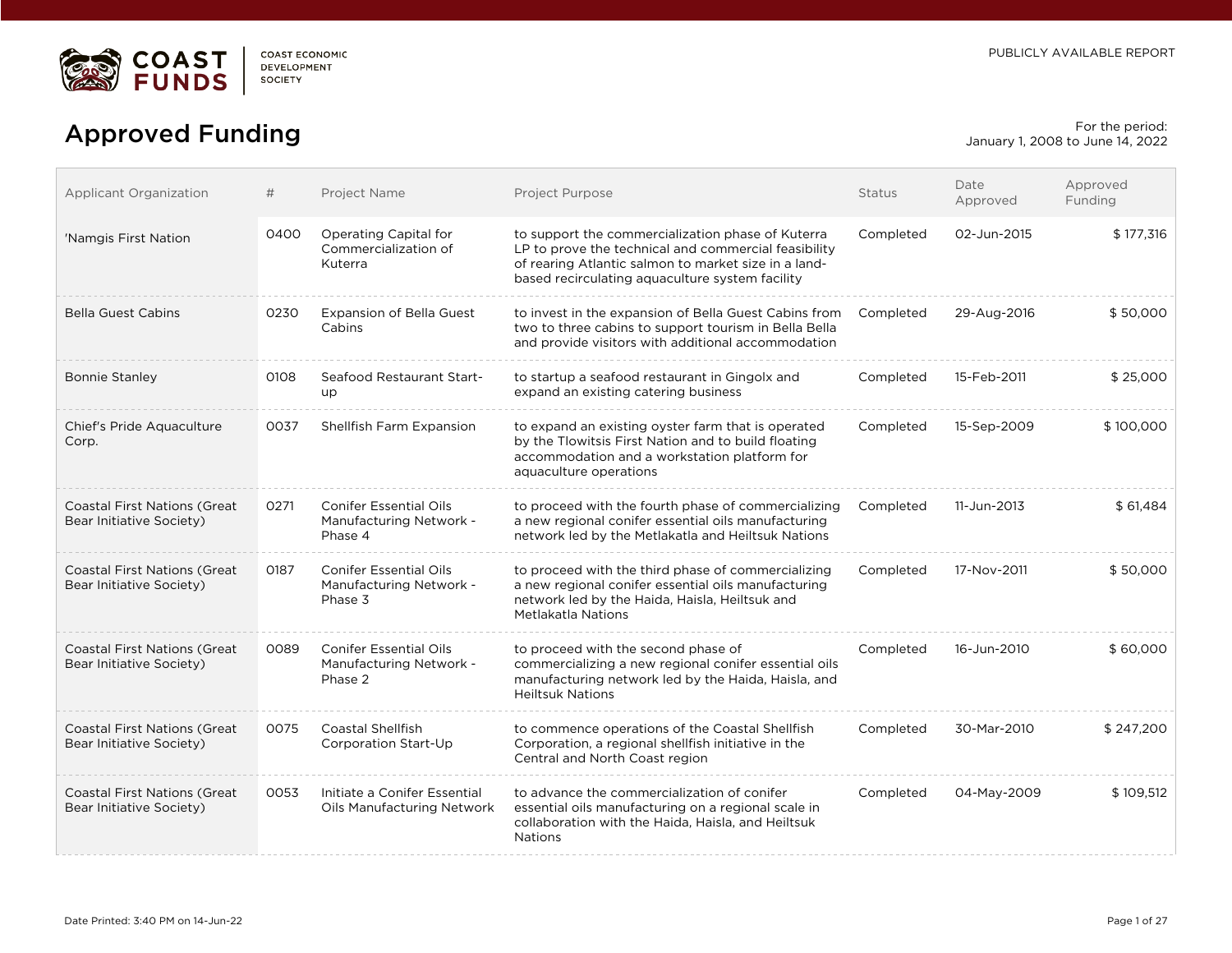COAST FUNDS | COAST ECONOMIC DEVELOPMENT SOCIETY

PUBLICLY AVAILABLE REPORT

# Approved Funding

For the period:
January 1, 2008 to June 14, 2022

| Applicant Organization | # | Project Name | Project Purpose | Status | Date Approved | Approved Funding |
|---|---|---|---|---|---|---|
| 'Namgis First Nation | 0400 | Operating Capital for Commercialization of Kuterra | to support the commercialization phase of Kuterra LP to prove the technical and commercial feasibility of rearing Atlantic salmon to market size in a land-based recirculating aquaculture system facility | Completed | 02-Jun-2015 | $ 177,316 |
| Bella Guest Cabins | 0230 | Expansion of Bella Guest Cabins | to invest in the expansion of Bella Guest Cabins from two to three cabins to support tourism in Bella Bella and provide visitors with additional accommodation | Completed | 29-Aug-2016 | $ 50,000 |
| Bonnie Stanley | 0108 | Seafood Restaurant Start-up | to startup a seafood restaurant in Gingolx and expand an existing catering business | Completed | 15-Feb-2011 | $ 25,000 |
| Chief's Pride Aquaculture Corp. | 0037 | Shellfish Farm Expansion | to expand an existing oyster farm that is operated by the Tlowitsis First Nation and to build floating accommodation and a workstation platform for aquaculture operations | Completed | 15-Sep-2009 | $ 100,000 |
| Coastal First Nations (Great Bear Initiative Society) | 0271 | Conifer Essential Oils Manufacturing Network - Phase 4 | to proceed with the fourth phase of commercializing a new regional conifer essential oils manufacturing network led by the Metlakatla and Heiltsuk Nations | Completed | 11-Jun-2013 | $ 61,484 |
| Coastal First Nations (Great Bear Initiative Society) | 0187 | Conifer Essential Oils Manufacturing Network - Phase 3 | to proceed with the third phase of commercializing a new regional conifer essential oils manufacturing network led by the Haida, Haisla, Heiltsuk and Metlakatla Nations | Completed | 17-Nov-2011 | $ 50,000 |
| Coastal First Nations (Great Bear Initiative Society) | 0089 | Conifer Essential Oils Manufacturing Network - Phase 2 | to proceed with the second phase of commercializing a new regional conifer essential oils manufacturing network led by the Haida, Haisla, and Heiltsuk Nations | Completed | 16-Jun-2010 | $ 60,000 |
| Coastal First Nations (Great Bear Initiative Society) | 0075 | Coastal Shellfish Corporation Start-Up | to commence operations of the Coastal Shellfish Corporation, a regional shellfish initiative in the Central and North Coast region | Completed | 30-Mar-2010 | $ 247,200 |
| Coastal First Nations (Great Bear Initiative Society) | 0053 | Initiate a Conifer Essential Oils Manufacturing Network | to advance the commercialization of conifer essential oils manufacturing on a regional scale in collaboration with the Haida, Haisla, and Heiltsuk Nations | Completed | 04-May-2009 | $ 109,512 |

Date Printed: 3:40 PM on 14-Jun-22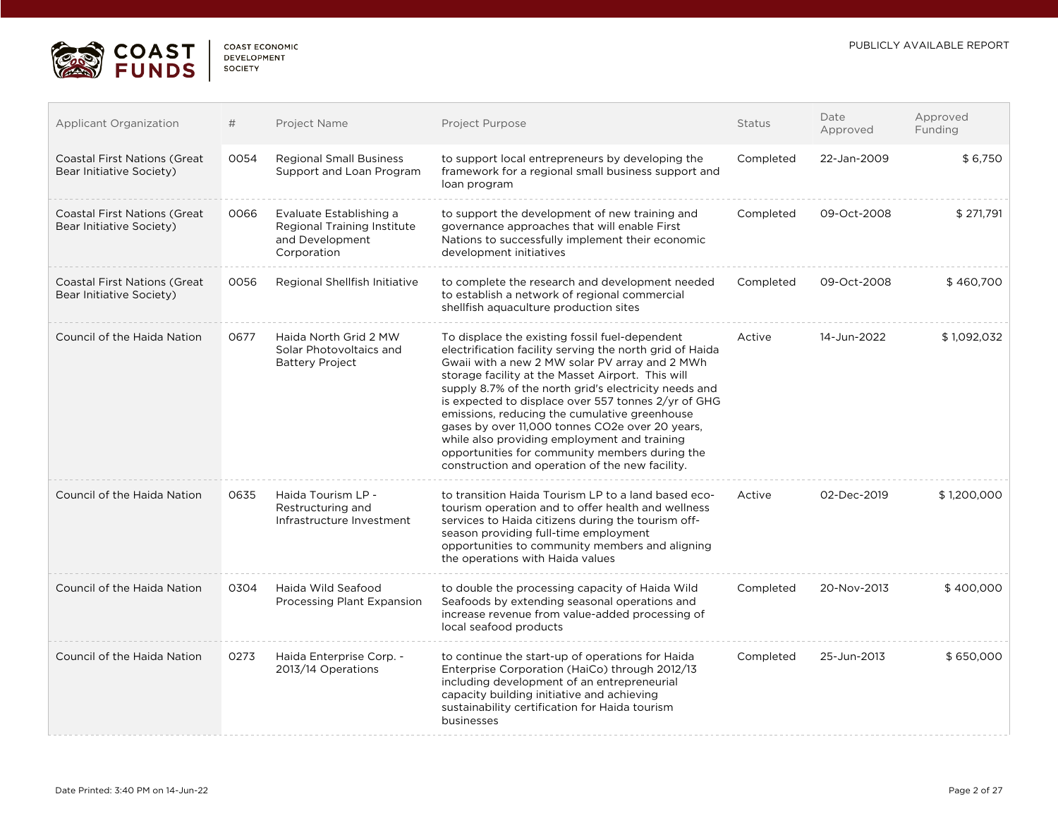| Applicant Organization | # | Project Name | Project Purpose | Status | Date Approved | Approved Funding |
|---|---|---|---|---|---|---|
| Coastal First Nations (Great Bear Initiative Society) | 0054 | Regional Small Business Support and Loan Program | to support local entrepreneurs by developing the framework for a regional small business support and loan program | Completed | 22-Jan-2009 | $ 6,750 |
| Coastal First Nations (Great Bear Initiative Society) | 0066 | Evaluate Establishing a Regional Training Institute and Development Corporation | to support the development of new training and governance approaches that will enable First Nations to successfully implement their economic development initiatives | Completed | 09-Oct-2008 | $ 271,791 |
| Coastal First Nations (Great Bear Initiative Society) | 0056 | Regional Shellfish Initiative | to complete the research and development needed to establish a network of regional commercial shellfish aquaculture production sites | Completed | 09-Oct-2008 | $ 460,700 |
| Council of the Haida Nation | 0677 | Haida North Grid 2 MW Solar Photovoltaics and Battery Project | To displace the existing fossil fuel-dependent electrification facility serving the north grid of Haida Gwaii with a new 2 MW solar PV array and 2 MWh storage facility at the Masset Airport. This will supply 8.7% of the north grid's electricity needs and is expected to displace over 557 tonnes 2/yr of GHG emissions, reducing the cumulative greenhouse gases by over 11,000 tonnes CO2e over 20 years, while also providing employment and training opportunities for community members during the construction and operation of the new facility. | Active | 14-Jun-2022 | $ 1,092,032 |
| Council of the Haida Nation | 0635 | Haida Tourism LP - Restructuring and Infrastructure Investment | to transition Haida Tourism LP to a land based eco-tourism operation and to offer health and wellness services to Haida citizens during the tourism off-season providing full-time employment opportunities to community members and aligning the operations with Haida values | Active | 02-Dec-2019 | $ 1,200,000 |
| Council of the Haida Nation | 0304 | Haida Wild Seafood Processing Plant Expansion | to double the processing capacity of Haida Wild Seafoods by extending seasonal operations and increase revenue from value-added processing of local seafood products | Completed | 20-Nov-2013 | $ 400,000 |
| Council of the Haida Nation | 0273 | Haida Enterprise Corp. - 2013/14 Operations | to continue the start-up of operations for Haida Enterprise Corporation (HaiCo) through 2012/13 including development of an entrepreneurial capacity building initiative and achieving sustainability certification for Haida tourism businesses | Completed | 25-Jun-2013 | $ 650,000 |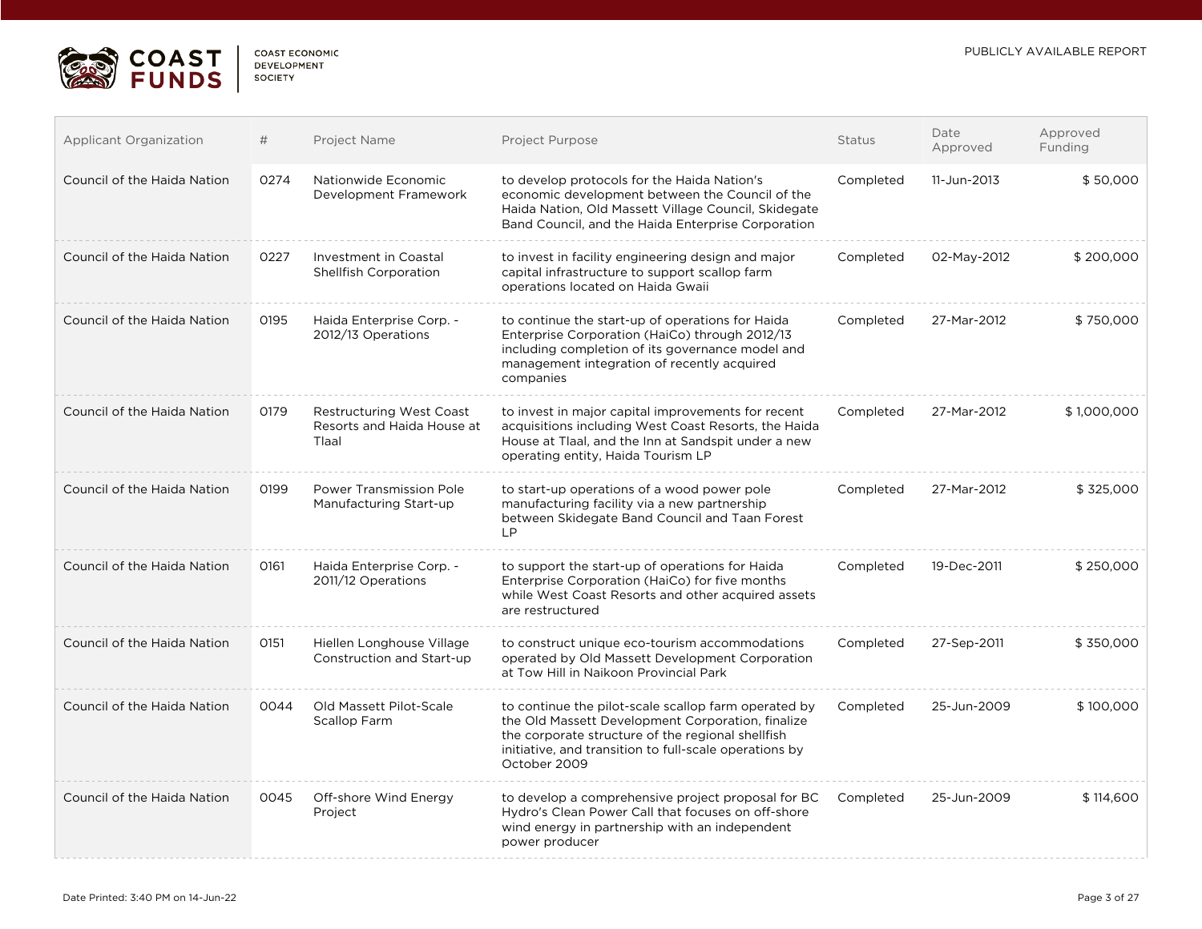| Applicant Organization | # | Project Name | Project Purpose | Status | Date Approved | Approved Funding |
|---|---|---|---|---|---|---|
| Council of the Haida Nation | 0274 | Nationwide Economic Development Framework | to develop protocols for the Haida Nation's economic development between the Council of the Haida Nation, Old Massett Village Council, Skidegate Band Council, and the Haida Enterprise Corporation | Completed | 11-Jun-2013 | $ 50,000 |
| Council of the Haida Nation | 0227 | Investment in Coastal Shellfish Corporation | to invest in facility engineering design and major capital infrastructure to support scallop farm operations located on Haida Gwaii | Completed | 02-May-2012 | $ 200,000 |
| Council of the Haida Nation | 0195 | Haida Enterprise Corp. - 2012/13 Operations | to continue the start-up of operations for Haida Enterprise Corporation (HaiCo) through 2012/13 including completion of its governance model and management integration of recently acquired companies | Completed | 27-Mar-2012 | $ 750,000 |
| Council of the Haida Nation | 0179 | Restructuring West Coast Resorts and Haida House at Tlaal | to invest in major capital improvements for recent acquisitions including West Coast Resorts, the Haida House at Tlaal, and the Inn at Sandspit under a new operating entity, Haida Tourism LP | Completed | 27-Mar-2012 | $ 1,000,000 |
| Council of the Haida Nation | 0199 | Power Transmission Pole Manufacturing Start-up | to start-up operations of a wood power pole manufacturing facility via a new partnership between Skidegate Band Council and Taan Forest LP | Completed | 27-Mar-2012 | $ 325,000 |
| Council of the Haida Nation | 0161 | Haida Enterprise Corp. - 2011/12 Operations | to support the start-up of operations for Haida Enterprise Corporation (HaiCo) for five months while West Coast Resorts and other acquired assets are restructured | Completed | 19-Dec-2011 | $ 250,000 |
| Council of the Haida Nation | 0151 | Hiellen Longhouse Village Construction and Start-up | to construct unique eco-tourism accommodations operated by Old Massett Development Corporation at Tow Hill in Naikoon Provincial Park | Completed | 27-Sep-2011 | $ 350,000 |
| Council of the Haida Nation | 0044 | Old Massett Pilot-Scale Scallop Farm | to continue the pilot-scale scallop farm operated by the Old Massett Development Corporation, finalize the corporate structure of the regional shellfish initiative, and transition to full-scale operations by October 2009 | Completed | 25-Jun-2009 | $ 100,000 |
| Council of the Haida Nation | 0045 | Off-shore Wind Energy Project | to develop a comprehensive project proposal for BC Hydro's Clean Power Call that focuses on off-shore wind energy in partnership with an independent power producer | Completed | 25-Jun-2009 | $ 114,600 |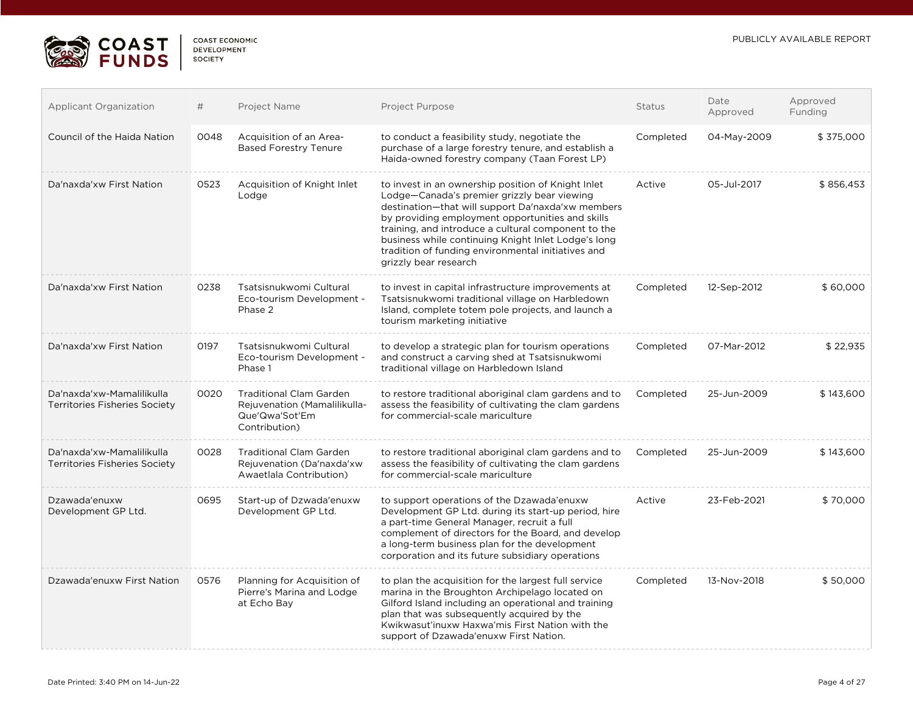| Applicant Organization | # | Project Name | Project Purpose | Status | Date Approved | Approved Funding |
|---|---|---|---|---|---|---|
| Council of the Haida Nation | 0048 | Acquisition of an Area-Based Forestry Tenure | to conduct a feasibility study, negotiate the purchase of a large forestry tenure, and establish a Haida-owned forestry company (Taan Forest LP) | Completed | 04-May-2009 | $ 375,000 |
| Da'naxda'xw First Nation | 0523 | Acquisition of Knight Inlet Lodge | to invest in an ownership position of Knight Inlet Lodge—Canada's premier grizzly bear viewing destination—that will support Da'naxda'xw members by providing employment opportunities and skills training, and introduce a cultural component to the business while continuing Knight Inlet Lodge's long tradition of funding environmental initiatives and grizzly bear research | Active | 05-Jul-2017 | $ 856,453 |
| Da'naxda'xw First Nation | 0238 | Tsatsisnukwomi Cultural Eco-tourism Development - Phase 2 | to invest in capital infrastructure improvements at Tsatsisnukwomi traditional village on Harbledown Island, complete totem pole projects, and launch a tourism marketing initiative | Completed | 12-Sep-2012 | $ 60,000 |
| Da'naxda'xw First Nation | 0197 | Tsatsisnukwomi Cultural Eco-tourism Development - Phase 1 | to develop a strategic plan for tourism operations and construct a carving shed at Tsatsisnukwomi traditional village on Harbledown Island | Completed | 07-Mar-2012 | $ 22,935 |
| Da'naxda'xw-Mamalilikulla Territories Fisheries Society | 0020 | Traditional Clam Garden Rejuvenation (Mamalilikulla-Que'Qwa'Sot'Em Contribution) | to restore traditional aboriginal clam gardens and to assess the feasibility of cultivating the clam gardens for commercial-scale mariculture | Completed | 25-Jun-2009 | $ 143,600 |
| Da'naxda'xw-Mamalilikulla Territories Fisheries Society | 0028 | Traditional Clam Garden Rejuvenation (Da'naxda'xw Awaetlala Contribution) | to restore traditional aboriginal clam gardens and to assess the feasibility of cultivating the clam gardens for commercial-scale mariculture | Completed | 25-Jun-2009 | $ 143,600 |
| Dzawada'enuxw Development GP Ltd. | 0695 | Start-up of Dzwada'enuxw Development GP Ltd. | to support operations of the Dzawada'enuxw Development GP Ltd. during its start-up period, hire a part-time General Manager, recruit a full complement of directors for the Board, and develop a long-term business plan for the development corporation and its future subsidiary operations | Active | 23-Feb-2021 | $ 70,000 |
| Dzawada'enuxw First Nation | 0576 | Planning for Acquisition of Pierre's Marina and Lodge at Echo Bay | to plan the acquisition for the largest full service marina in the Broughton Archipelago located on Gilford Island including an operational and training plan that was subsequently acquired by the Kwikwasut'inuxw Haxwa'mis First Nation with the support of Dzawada'enuxw First Nation. | Completed | 13-Nov-2018 | $ 50,000 |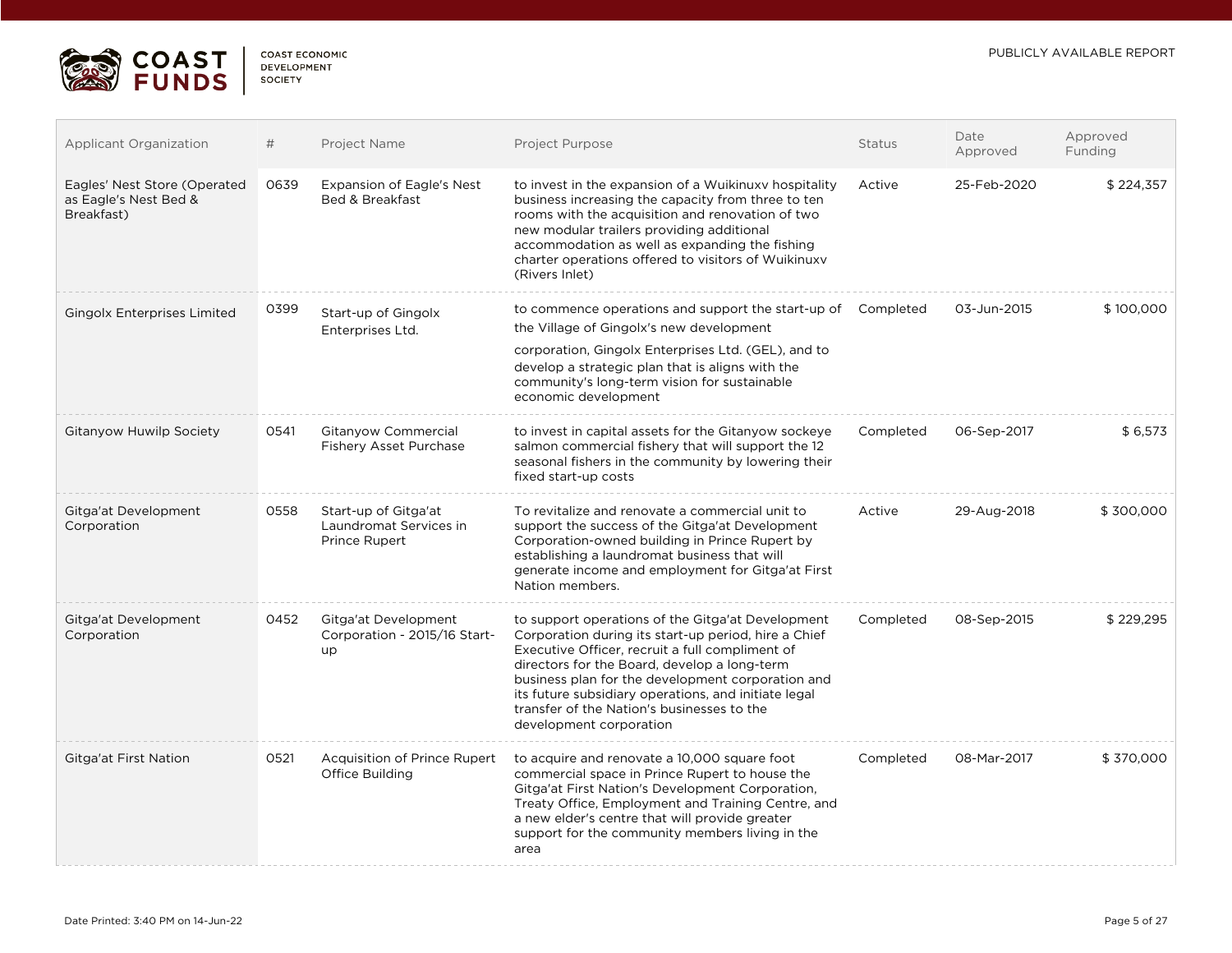| Applicant Organization | # | Project Name | Project Purpose | Status | Date Approved | Approved Funding |
|---|---|---|---|---|---|---|
| Eagles' Nest Store (Operated as Eagle's Nest Bed & Breakfast) | 0639 | Expansion of Eagle's Nest Bed & Breakfast | to invest in the expansion of a Wuikinuxv hospitality business increasing the capacity from three to ten rooms with the acquisition and renovation of two new modular trailers providing additional accommodation as well as expanding the fishing charter operations offered to visitors of Wuikinuxv (Rivers Inlet) | Active | 25-Feb-2020 | $ 224,357 |
| Gingolx Enterprises Limited | 0399 | Start-up of Gingolx Enterprises Ltd. | to commence operations and support the start-up of the Village of Gingolx's new development corporation, Gingolx Enterprises Ltd. (GEL), and to develop a strategic plan that is aligns with the community's long-term vision for sustainable economic development | Completed | 03-Jun-2015 | $ 100,000 |
| Gitanyow Huwilp Society | 0541 | Gitanyow Commercial Fishery Asset Purchase | to invest in capital assets for the Gitanyow sockeye salmon commercial fishery that will support the 12 seasonal fishers in the community by lowering their fixed start-up costs | Completed | 06-Sep-2017 | $ 6,573 |
| Gitga'at Development Corporation | 0558 | Start-up of Gitga'at Laundromat Services in Prince Rupert | To revitalize and renovate a commercial unit to support the success of the Gitga'at Development Corporation-owned building in Prince Rupert by establishing a laundromat business that will generate income and employment for Gitga'at First Nation members. | Active | 29-Aug-2018 | $ 300,000 |
| Gitga'at Development Corporation | 0452 | Gitga'at Development Corporation - 2015/16 Start-up | to support operations of the Gitga'at Development Corporation during its start-up period, hire a Chief Executive Officer, recruit a full compliment of directors for the Board, develop a long-term business plan for the development corporation and its future subsidiary operations, and initiate legal transfer of the Nation's businesses to the development corporation | Completed | 08-Sep-2015 | $ 229,295 |
| Gitga'at First Nation | 0521 | Acquisition of Prince Rupert Office Building | to acquire and renovate a 10,000 square foot commercial space in Prince Rupert to house the Gitga'at First Nation's Development Corporation, Treaty Office, Employment and Training Centre, and a new elder's centre that will provide greater support for the community members living in the area | Completed | 08-Mar-2017 | $ 370,000 |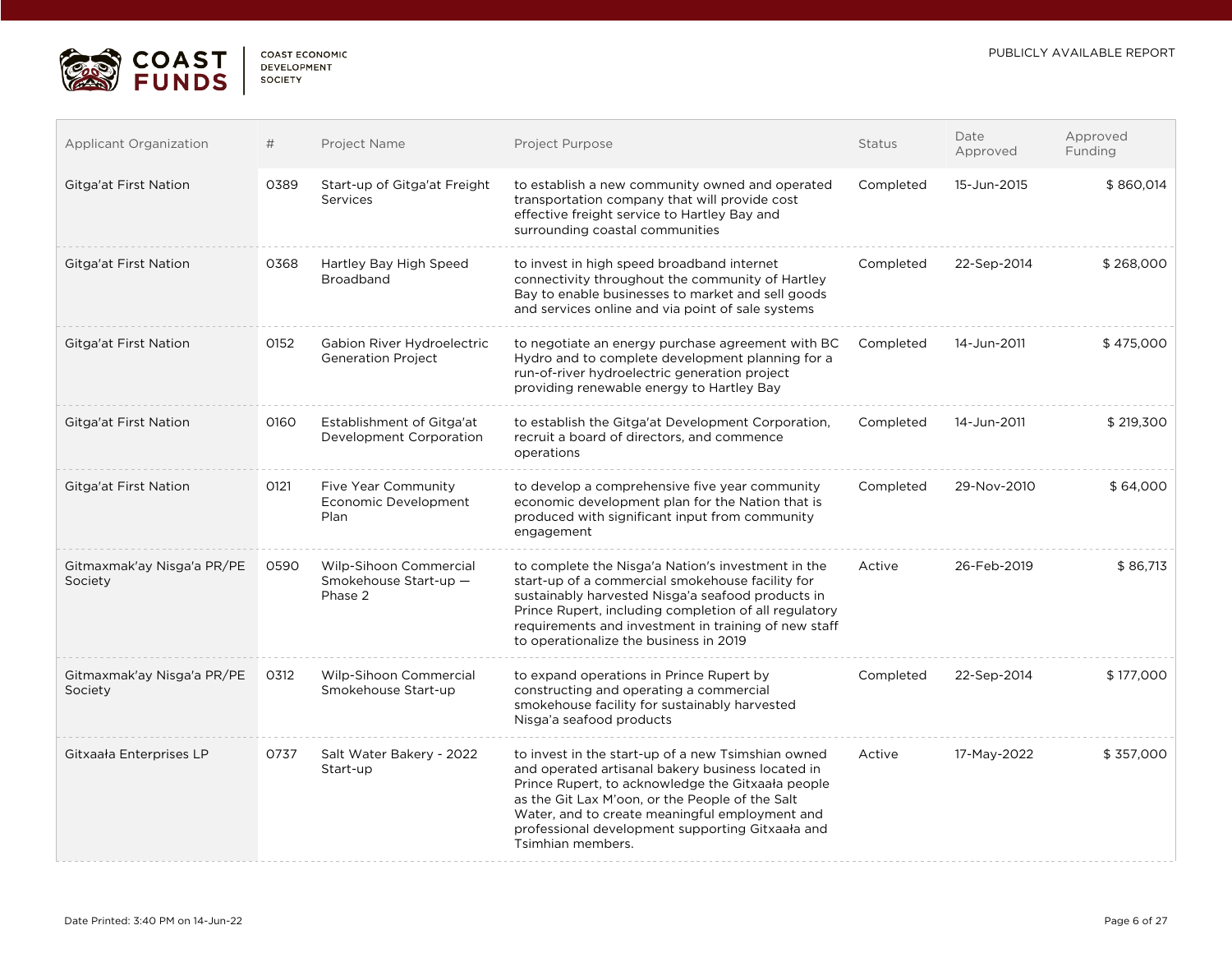| Applicant Organization | # | Project Name | Project Purpose | Status | Date Approved | Approved Funding |
|---|---|---|---|---|---|---|
| Gitga'at First Nation | 0389 | Start-up of Gitga'at Freight Services | to establish a new community owned and operated transportation company that will provide cost effective freight service to Hartley Bay and surrounding coastal communities | Completed | 15-Jun-2015 | $ 860,014 |
| Gitga'at First Nation | 0368 | Hartley Bay High Speed Broadband | to invest in high speed broadband internet connectivity throughout the community of Hartley Bay to enable businesses to market and sell goods and services online and via point of sale systems | Completed | 22-Sep-2014 | $ 268,000 |
| Gitga'at First Nation | 0152 | Gabion River Hydroelectric Generation Project | to negotiate an energy purchase agreement with BC Hydro and to complete development planning for a run-of-river hydroelectric generation project providing renewable energy to Hartley Bay | Completed | 14-Jun-2011 | $ 475,000 |
| Gitga'at First Nation | 0160 | Establishment of Gitga'at Development Corporation | to establish the Gitga'at Development Corporation, recruit a board of directors, and commence operations | Completed | 14-Jun-2011 | $ 219,300 |
| Gitga'at First Nation | 0121 | Five Year Community Economic Development Plan | to develop a comprehensive five year community economic development plan for the Nation that is produced with significant input from community engagement | Completed | 29-Nov-2010 | $ 64,000 |
| Gitmaxmak'ay Nisga'a PR/PE Society | 0590 | Wilp-Sihoon Commercial Smokehouse Start-up — Phase 2 | to complete the Nisga'a Nation's investment in the start-up of a commercial smokehouse facility for sustainably harvested Nisga'a seafood products in Prince Rupert, including completion of all regulatory requirements and investment in training of new staff to operationalize the business in 2019 | Active | 26-Feb-2019 | $ 86,713 |
| Gitmaxmak'ay Nisga'a PR/PE Society | 0312 | Wilp-Sihoon Commercial Smokehouse Start-up | to expand operations in Prince Rupert by constructing and operating a commercial smokehouse facility for sustainably harvested Nisga'a seafood products | Completed | 22-Sep-2014 | $ 177,000 |
| Gitxaała Enterprises LP | 0737 | Salt Water Bakery - 2022 Start-up | to invest in the start-up of a new Tsimshian owned and operated artisanal bakery business located in Prince Rupert, to acknowledge the Gitxaała people as the Git Lax M'oon, or the People of the Salt Water, and to create meaningful employment and professional development supporting Gitxaała and Tsimhian members. | Active | 17-May-2022 | $ 357,000 |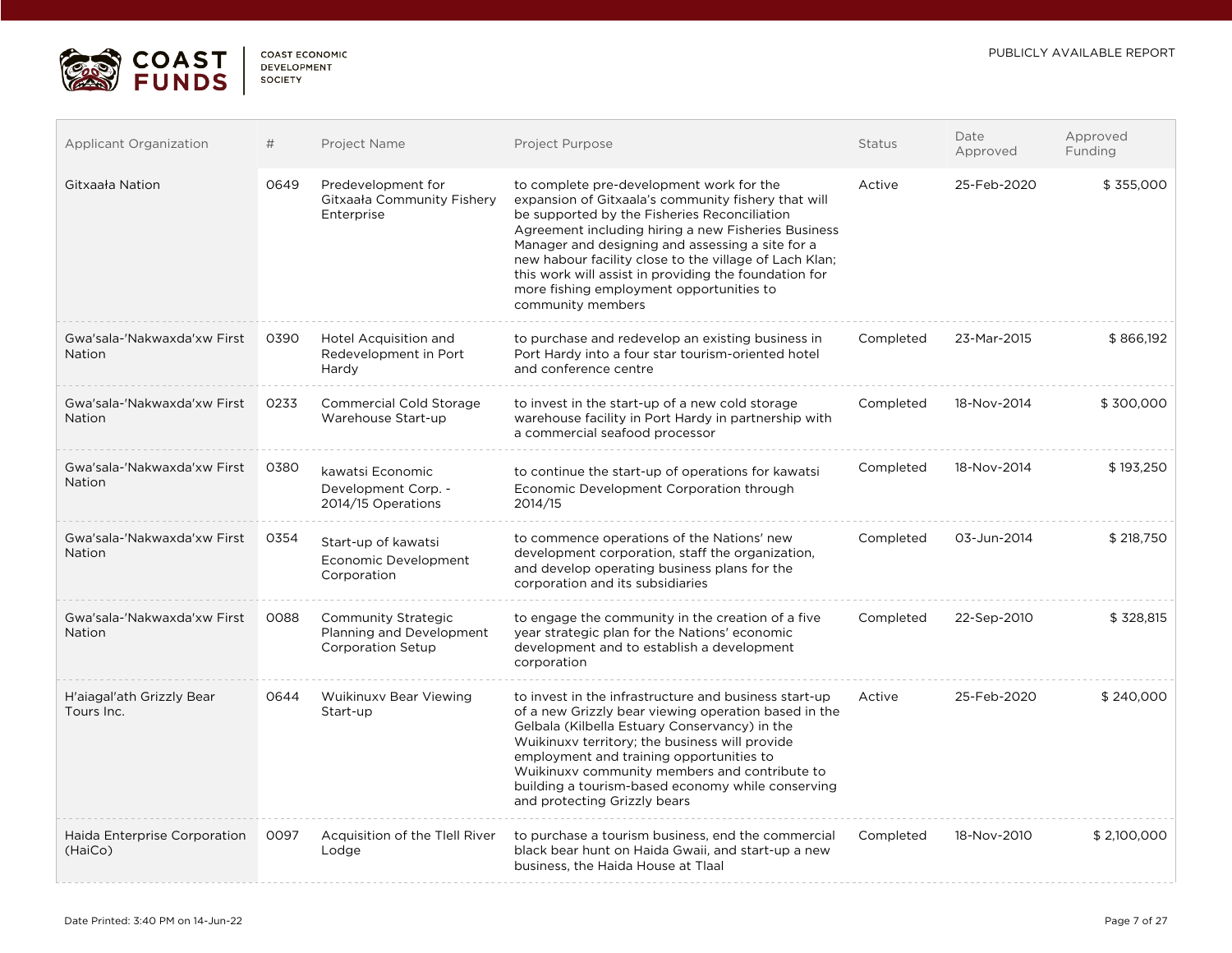| Applicant Organization | # | Project Name | Project Purpose | Status | Date Approved | Approved Funding |
|---|---|---|---|---|---|---|
| Gitxaała Nation | 0649 | Predevelopment for Gitxaała Community Fishery Enterprise | to complete pre-development work for the expansion of Gitxaala's community fishery that will be supported by the Fisheries Reconciliation Agreement including hiring a new Fisheries Business Manager and designing and assessing a site for a new habour facility close to the village of Lach Klan; this work will assist in providing the foundation for more fishing employment opportunities to community members | Active | 25-Feb-2020 | $ 355,000 |
| Gwa'sala-'Nakwaxda'xw First Nation | 0390 | Hotel Acquisition and Redevelopment in Port Hardy | to purchase and redevelop an existing business in Port Hardy into a four star tourism-oriented hotel and conference centre | Completed | 23-Mar-2015 | $ 866,192 |
| Gwa'sala-'Nakwaxda'xw First Nation | 0233 | Commercial Cold Storage Warehouse Start-up | to invest in the start-up of a new cold storage warehouse facility in Port Hardy in partnership with a commercial seafood processor | Completed | 18-Nov-2014 | $ 300,000 |
| Gwa'sala-'Nakwaxda'xw First Nation | 0380 | kawatsi Economic Development Corp. - 2014/15 Operations | to continue the start-up of operations for kawatsi Economic Development Corporation through 2014/15 | Completed | 18-Nov-2014 | $ 193,250 |
| Gwa'sala-'Nakwaxda'xw First Nation | 0354 | Start-up of kawatsi Economic Development Corporation | to commence operations of the Nations' new development corporation, staff the organization, and develop operating business plans for the corporation and its subsidiaries | Completed | 03-Jun-2014 | $ 218,750 |
| Gwa'sala-'Nakwaxda'xw First Nation | 0088 | Community Strategic Planning and Development Corporation Setup | to engage the community in the creation of a five year strategic plan for the Nations' economic development and to establish a development corporation | Completed | 22-Sep-2010 | $ 328,815 |
| H'aiagal'ath Grizzly Bear Tours Inc. | 0644 | Wuikinuxv Bear Viewing Start-up | to invest in the infrastructure and business start-up of a new Grizzly bear viewing operation based in the Gelbala (Kilbella Estuary Conservancy) in the Wuikinuxv territory; the business will provide employment and training opportunities to Wuikinuxv community members and contribute to building a tourism-based economy while conserving and protecting Grizzly bears | Active | 25-Feb-2020 | $ 240,000 |
| Haida Enterprise Corporation (HaiCo) | 0097 | Acquisition of the Tlell River Lodge | to purchase a tourism business, end the commercial black bear hunt on Haida Gwaii, and start-up a new business, the Haida House at Tlaal | Completed | 18-Nov-2010 | $ 2,100,000 |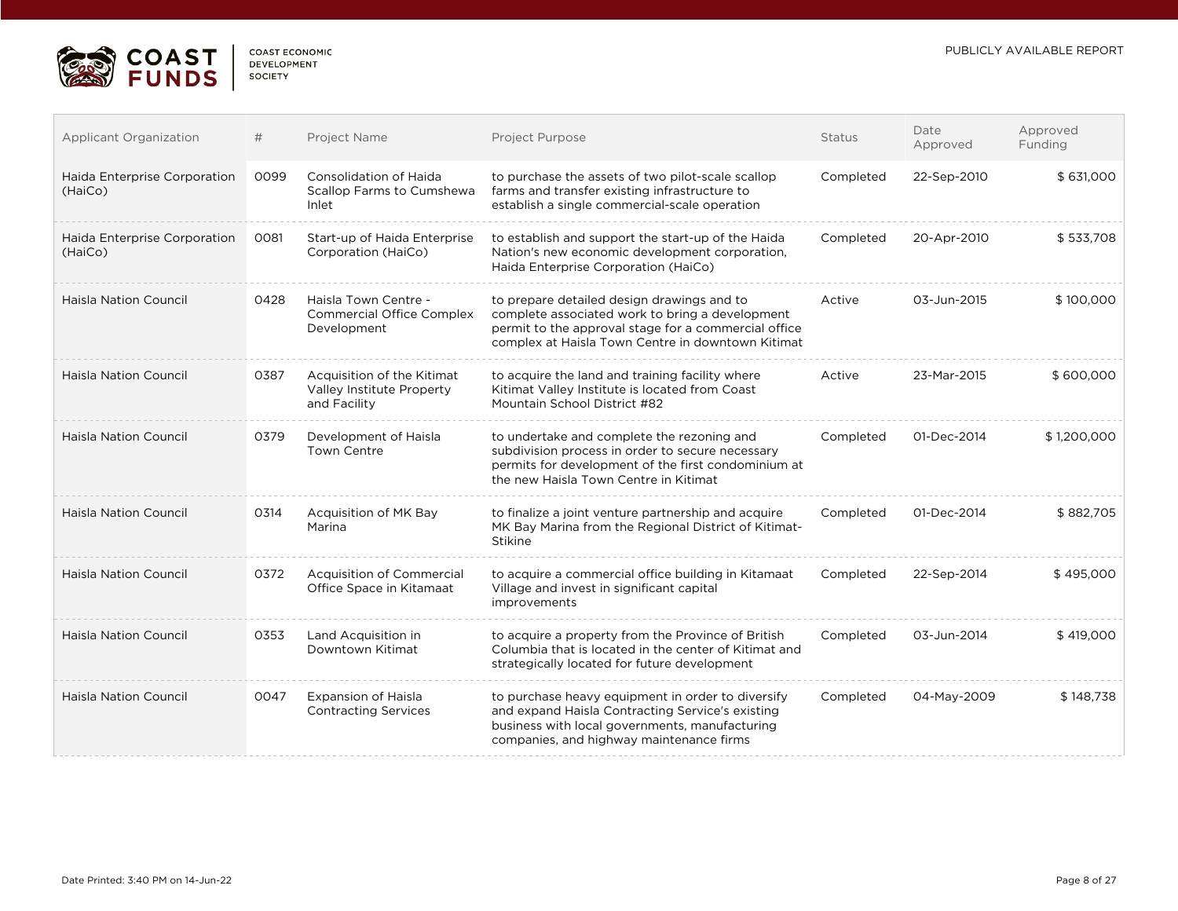| Applicant Organization | # | Project Name | Project Purpose | Status | Date Approved | Approved Funding |
|---|---|---|---|---|---|---|
| Haida Enterprise Corporation (HaiCo) | 0099 | Consolidation of Haida Scallop Farms to Cumshewa Inlet | to purchase the assets of two pilot-scale scallop farms and transfer existing infrastructure to establish a single commercial-scale operation | Completed | 22-Sep-2010 | $ 631,000 |
| Haida Enterprise Corporation (HaiCo) | 0081 | Start-up of Haida Enterprise Corporation (HaiCo) | to establish and support the start-up of the Haida Nation's new economic development corporation, Haida Enterprise Corporation (HaiCo) | Completed | 20-Apr-2010 | $ 533,708 |
| Haisla Nation Council | 0428 | Haisla Town Centre - Commercial Office Complex Development | to prepare detailed design drawings and to complete associated work to bring a development permit to the approval stage for a commercial office complex at Haisla Town Centre in downtown Kitimat | Active | 03-Jun-2015 | $ 100,000 |
| Haisla Nation Council | 0387 | Acquisition of the Kitimat Valley Institute Property and Facility | to acquire the land and training facility where Kitimat Valley Institute is located from Coast Mountain School District #82 | Active | 23-Mar-2015 | $ 600,000 |
| Haisla Nation Council | 0379 | Development of Haisla Town Centre | to undertake and complete the rezoning and subdivision process in order to secure necessary permits for development of the first condominium at the new Haisla Town Centre in Kitimat | Completed | 01-Dec-2014 | $ 1,200,000 |
| Haisla Nation Council | 0314 | Acquisition of MK Bay Marina | to finalize a joint venture partnership and acquire MK Bay Marina from the Regional District of Kitimat-Stikine | Completed | 01-Dec-2014 | $ 882,705 |
| Haisla Nation Council | 0372 | Acquisition of Commercial Office Space in Kitamaat | to acquire a commercial office building in Kitamaat Village and invest in significant capital improvements | Completed | 22-Sep-2014 | $ 495,000 |
| Haisla Nation Council | 0353 | Land Acquisition in Downtown Kitimat | to acquire a property from the Province of British Columbia that is located in the center of Kitimat and strategically located for future development | Completed | 03-Jun-2014 | $ 419,000 |
| Haisla Nation Council | 0047 | Expansion of Haisla Contracting Services | to purchase heavy equipment in order to diversify and expand Haisla Contracting Service's existing business with local governments, manufacturing companies, and highway maintenance firms | Completed | 04-May-2009 | $ 148,738 |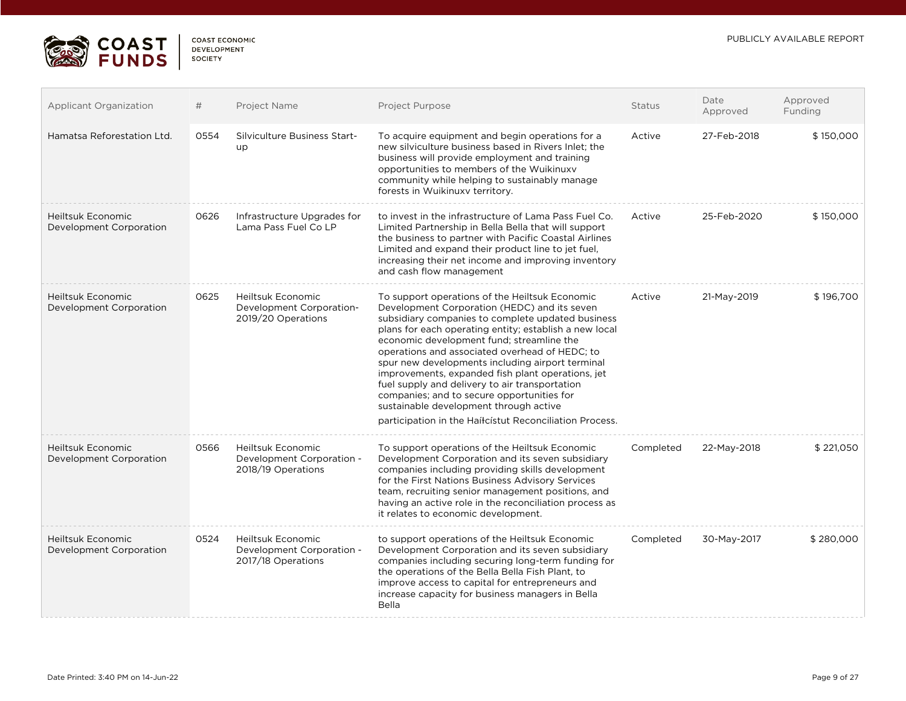PUBLICLY AVAILABLE REPORT

| Applicant Organization | # | Project Name | Project Purpose | Status | Date Approved | Approved Funding |
|---|---|---|---|---|---|---|
| Hamatsa Reforestation Ltd. | 0554 | Silviculture Business Start-up | To acquire equipment and begin operations for a new silviculture business based in Rivers Inlet; the business will provide employment and training opportunities to members of the Wuikinuxv community while helping to sustainably manage forests in Wuikinuxv territory. | Active | 27-Feb-2018 | $ 150,000 |
| Heiltsuk Economic Development Corporation | 0626 | Infrastructure Upgrades for Lama Pass Fuel Co LP | to invest in the infrastructure of Lama Pass Fuel Co. Limited Partnership in Bella Bella that will support the business to partner with Pacific Coastal Airlines Limited and expand their product line to jet fuel, increasing their net income and improving inventory and cash flow management | Active | 25-Feb-2020 | $ 150,000 |
| Heiltsuk Economic Development Corporation | 0625 | Heiltsuk Economic Development Corporation-2019/20 Operations | To support operations of the Heiltsuk Economic Development Corporation (HEDC) and its seven subsidiary companies to complete updated business plans for each operating entity; establish a new local economic development fund; streamline the operations and associated overhead of HEDC; to spur new developments including airport terminal improvements, expanded fish plant operations, jet fuel supply and delivery to air transportation companies; and to secure opportunities for sustainable development through active participation in the Haíɫcístut Reconciliation Process. | Active | 21-May-2019 | $ 196,700 |
| Heiltsuk Economic Development Corporation | 0566 | Heiltsuk Economic Development Corporation - 2018/19 Operations | To support operations of the Heiltsuk Economic Development Corporation and its seven subsidiary companies including providing skills development for the First Nations Business Advisory Services team, recruiting senior management positions, and having an active role in the reconciliation process as it relates to economic development. | Completed | 22-May-2018 | $ 221,050 |
| Heiltsuk Economic Development Corporation | 0524 | Heiltsuk Economic Development Corporation - 2017/18 Operations | to support operations of the Heiltsuk Economic Development Corporation and its seven subsidiary companies including securing long-term funding for the operations of the Bella Bella Fish Plant, to improve access to capital for entrepreneurs and increase capacity for business managers in Bella Bella | Completed | 30-May-2017 | $ 280,000 |

Date Printed: 3:40 PM on 14-Jun-22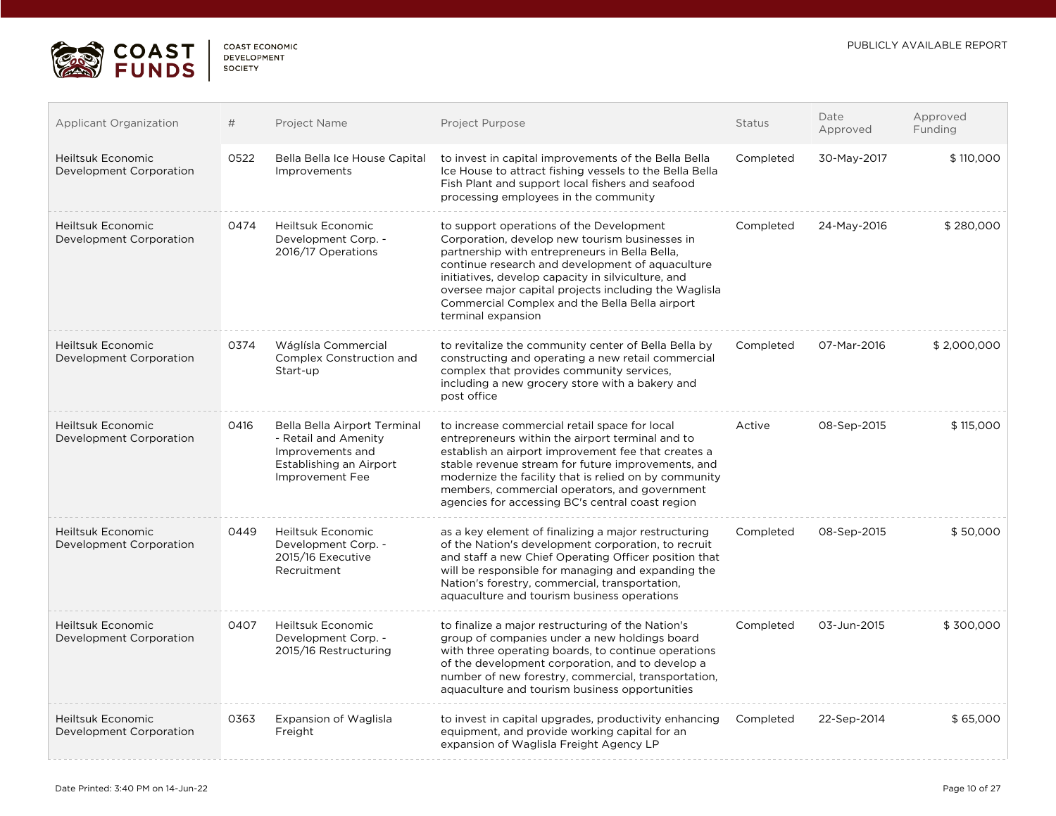| Applicant Organization | # | Project Name | Project Purpose | Status | Date Approved | Approved Funding |
|---|---|---|---|---|---|---|
| Heiltsuk Economic Development Corporation | 0522 | Bella Bella Ice House Capital Improvements | to invest in capital improvements of the Bella Bella Ice House to attract fishing vessels to the Bella Bella Fish Plant and support local fishers and seafood processing employees in the community | Completed | 30-May-2017 | $ 110,000 |
| Heiltsuk Economic Development Corporation | 0474 | Heiltsuk Economic Development Corp. - 2016/17 Operations | to support operations of the Development Corporation, develop new tourism businesses in partnership with entrepreneurs in Bella Bella, continue research and development of aquaculture initiatives, develop capacity in silviculture, and oversee major capital projects including the Waglisla Commercial Complex and the Bella Bella airport terminal expansion | Completed | 24-May-2016 | $ 280,000 |
| Heiltsuk Economic Development Corporation | 0374 | Wáglísla Commercial Complex Construction and Start-up | to revitalize the community center of Bella Bella by constructing and operating a new retail commercial complex that provides community services, including a new grocery store with a bakery and post office | Completed | 07-Mar-2016 | $ 2,000,000 |
| Heiltsuk Economic Development Corporation | 0416 | Bella Bella Airport Terminal - Retail and Amenity Improvements and Establishing an Airport Improvement Fee | to increase commercial retail space for local entrepreneurs within the airport terminal and to establish an airport improvement fee that creates a stable revenue stream for future improvements, and modernize the facility that is relied on by community members, commercial operators, and government agencies for accessing BC's central coast region | Active | 08-Sep-2015 | $ 115,000 |
| Heiltsuk Economic Development Corporation | 0449 | Heiltsuk Economic Development Corp. - 2015/16 Executive Recruitment | as a key element of finalizing a major restructuring of the Nation's development corporation, to recruit and staff a new Chief Operating Officer position that will be responsible for managing and expanding the Nation's forestry, commercial, transportation, aquaculture and tourism business operations | Completed | 08-Sep-2015 | $ 50,000 |
| Heiltsuk Economic Development Corporation | 0407 | Heiltsuk Economic Development Corp. - 2015/16 Restructuring | to finalize a major restructuring of the Nation's group of companies under a new holdings board with three operating boards, to continue operations of the development corporation, and to develop a number of new forestry, commercial, transportation, aquaculture and tourism business opportunities | Completed | 03-Jun-2015 | $ 300,000 |
| Heiltsuk Economic Development Corporation | 0363 | Expansion of Waglisla Freight | to invest in capital upgrades, productivity enhancing equipment, and provide working capital for an expansion of Waglisla Freight Agency LP | Completed | 22-Sep-2014 | $ 65,000 |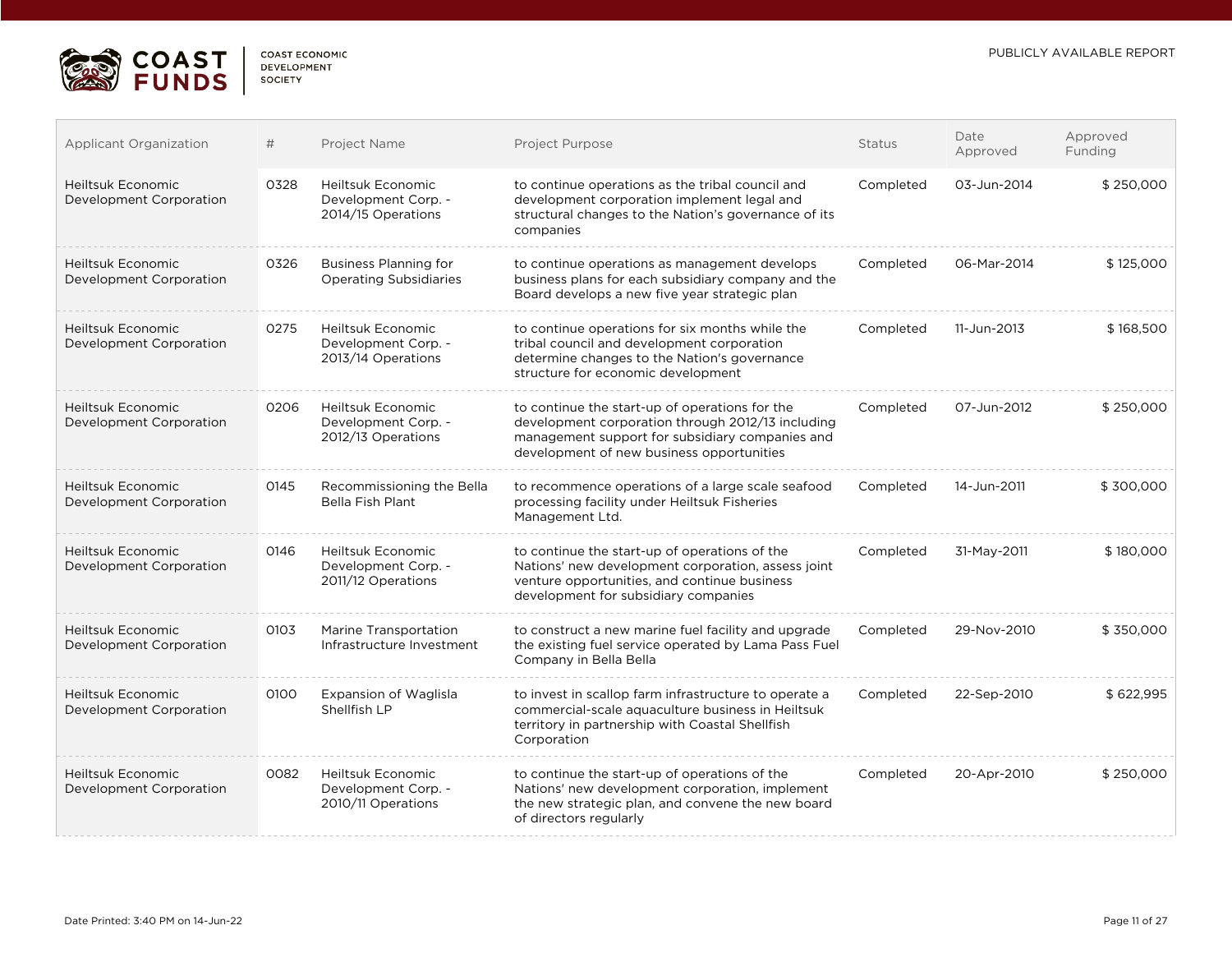| Applicant Organization | # | Project Name | Project Purpose | Status | Date Approved | Approved Funding |
|---|---|---|---|---|---|---|
| Heiltsuk Economic Development Corporation | 0328 | Heiltsuk Economic Development Corp. - 2014/15 Operations | to continue operations as the tribal council and development corporation implement legal and structural changes to the Nation's governance of its companies | Completed | 03-Jun-2014 | $ 250,000 |
| Heiltsuk Economic Development Corporation | 0326 | Business Planning for Operating Subsidiaries | to continue operations as management develops business plans for each subsidiary company and the Board develops a new five year strategic plan | Completed | 06-Mar-2014 | $ 125,000 |
| Heiltsuk Economic Development Corporation | 0275 | Heiltsuk Economic Development Corp. - 2013/14 Operations | to continue operations for six months while the tribal council and development corporation determine changes to the Nation's governance structure for economic development | Completed | 11-Jun-2013 | $ 168,500 |
| Heiltsuk Economic Development Corporation | 0206 | Heiltsuk Economic Development Corp. - 2012/13 Operations | to continue the start-up of operations for the development corporation through 2012/13 including management support for subsidiary companies and development of new business opportunities | Completed | 07-Jun-2012 | $ 250,000 |
| Heiltsuk Economic Development Corporation | 0145 | Recommissioning the Bella Bella Fish Plant | to recommence operations of a large scale seafood processing facility under Heiltsuk Fisheries Management Ltd. | Completed | 14-Jun-2011 | $ 300,000 |
| Heiltsuk Economic Development Corporation | 0146 | Heiltsuk Economic Development Corp. - 2011/12 Operations | to continue the start-up of operations of the Nations' new development corporation, assess joint venture opportunities, and continue business development for subsidiary companies | Completed | 31-May-2011 | $ 180,000 |
| Heiltsuk Economic Development Corporation | 0103 | Marine Transportation Infrastructure Investment | to construct a new marine fuel facility and upgrade the existing fuel service operated by Lama Pass Fuel Company in Bella Bella | Completed | 29-Nov-2010 | $ 350,000 |
| Heiltsuk Economic Development Corporation | 0100 | Expansion of Waglisla Shellfish LP | to invest in scallop farm infrastructure to operate a commercial-scale aquaculture business in Heiltsuk territory in partnership with Coastal Shellfish Corporation | Completed | 22-Sep-2010 | $ 622,995 |
| Heiltsuk Economic Development Corporation | 0082 | Heiltsuk Economic Development Corp. - 2010/11 Operations | to continue the start-up of operations of the Nations' new development corporation, implement the new strategic plan, and convene the new board of directors regularly | Completed | 20-Apr-2010 | $ 250,000 |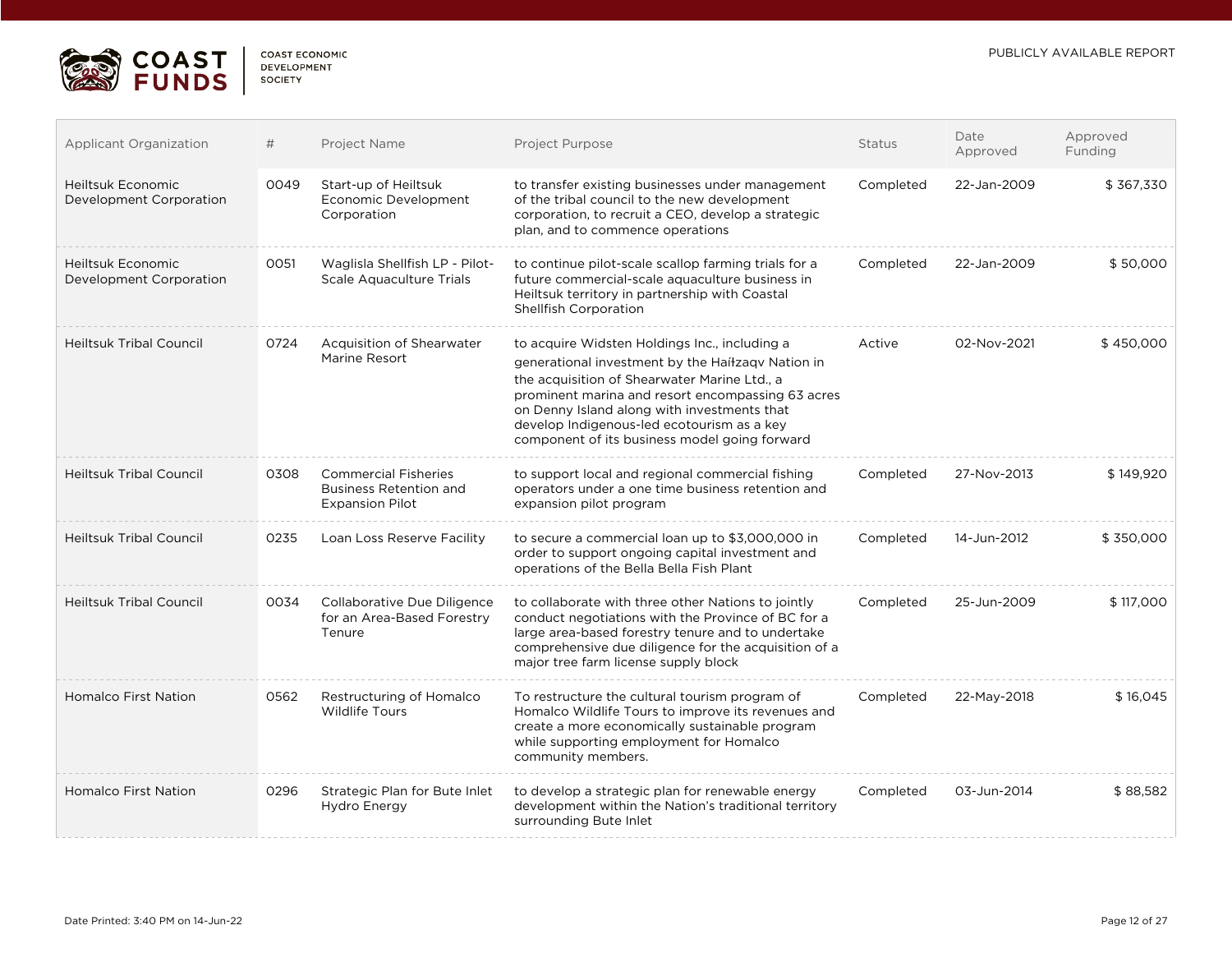| Applicant Organization | # | Project Name | Project Purpose | Status | Date Approved | Approved Funding |
|---|---|---|---|---|---|---|
| Heiltsuk Economic Development Corporation | 0049 | Start-up of Heiltsuk Economic Development Corporation | to transfer existing businesses under management of the tribal council to the new development corporation, to recruit a CEO, develop a strategic plan, and to commence operations | Completed | 22-Jan-2009 | $ 367,330 |
| Heiltsuk Economic Development Corporation | 0051 | Waglisla Shellfish LP - Pilot-Scale Aquaculture Trials | to continue pilot-scale scallop farming trials for a future commercial-scale aquaculture business in Heiltsuk territory in partnership with Coastal Shellfish Corporation | Completed | 22-Jan-2009 | $ 50,000 |
| Heiltsuk Tribal Council | 0724 | Acquisition of Shearwater Marine Resort | to acquire Widsten Holdings Inc., including a generational investment by the Haíłzaqv Nation in the acquisition of Shearwater Marine Ltd., a prominent marina and resort encompassing 63 acres on Denny Island along with investments that develop Indigenous-led ecotourism as a key component of its business model going forward | Active | 02-Nov-2021 | $ 450,000 |
| Heiltsuk Tribal Council | 0308 | Commercial Fisheries Business Retention and Expansion Pilot | to support local and regional commercial fishing operators under a one time business retention and expansion pilot program | Completed | 27-Nov-2013 | $ 149,920 |
| Heiltsuk Tribal Council | 0235 | Loan Loss Reserve Facility | to secure a commercial loan up to $3,000,000 in order to support ongoing capital investment and operations of the Bella Bella Fish Plant | Completed | 14-Jun-2012 | $ 350,000 |
| Heiltsuk Tribal Council | 0034 | Collaborative Due Diligence for an Area-Based Forestry Tenure | to collaborate with three other Nations to jointly conduct negotiations with the Province of BC for a large area-based forestry tenure and to undertake comprehensive due diligence for the acquisition of a major tree farm license supply block | Completed | 25-Jun-2009 | $ 117,000 |
| Homalco First Nation | 0562 | Restructuring of Homalco Wildlife Tours | To restructure the cultural tourism program of Homalco Wildlife Tours to improve its revenues and create a more economically sustainable program while supporting employment for Homalco community members. | Completed | 22-May-2018 | $ 16,045 |
| Homalco First Nation | 0296 | Strategic Plan for Bute Inlet Hydro Energy | to develop a strategic plan for renewable energy development within the Nation's traditional territory surrounding Bute Inlet | Completed | 03-Jun-2014 | $ 88,582 |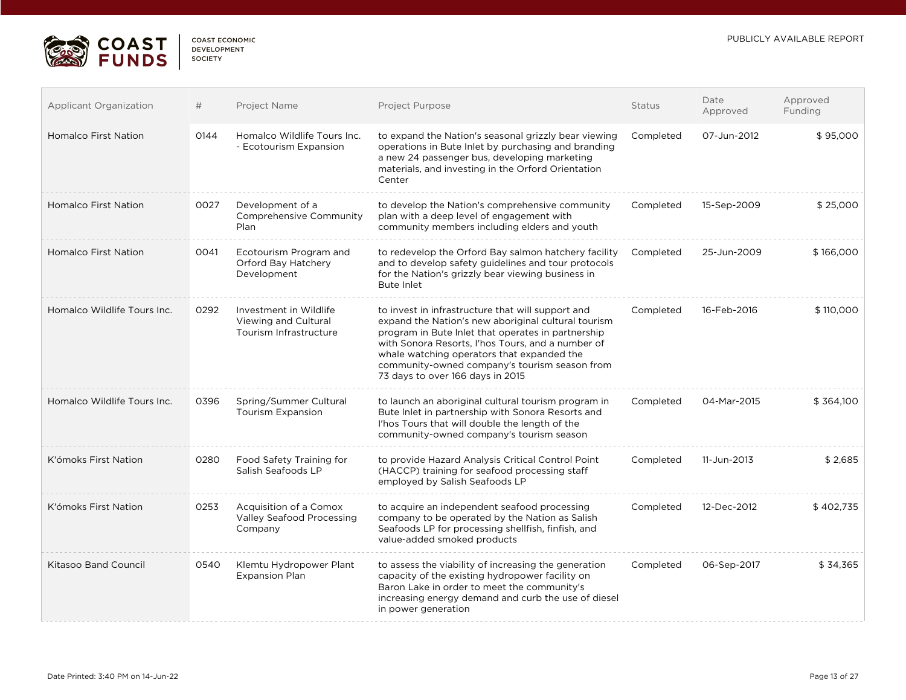| Applicant Organization | # | Project Name | Project Purpose | Status | Date Approved | Approved Funding |
|---|---|---|---|---|---|---|
| Homalco First Nation | 0144 | Homalco Wildlife Tours Inc. - Ecotourism Expansion | to expand the Nation's seasonal grizzly bear viewing operations in Bute Inlet by purchasing and branding a new 24 passenger bus, developing marketing materials, and investing in the Orford Orientation Center | Completed | 07-Jun-2012 | $ 95,000 |
| Homalco First Nation | 0027 | Development of a Comprehensive Community Plan | to develop the Nation's comprehensive community plan with a deep level of engagement with community members including elders and youth | Completed | 15-Sep-2009 | $ 25,000 |
| Homalco First Nation | 0041 | Ecotourism Program and Orford Bay Hatchery Development | to redevelop the Orford Bay salmon hatchery facility and to develop safety guidelines and tour protocols for the Nation's grizzly bear viewing business in Bute Inlet | Completed | 25-Jun-2009 | $ 166,000 |
| Homalco Wildlife Tours Inc. | 0292 | Investment in Wildlife Viewing and Cultural Tourism Infrastructure | to invest in infrastructure that will support and expand the Nation's new aboriginal cultural tourism program in Bute Inlet that operates in partnership with Sonora Resorts, I'hos Tours, and a number of whale watching operators that expanded the community-owned company's tourism season from 73 days to over 166 days in 2015 | Completed | 16-Feb-2016 | $ 110,000 |
| Homalco Wildlife Tours Inc. | 0396 | Spring/Summer Cultural Tourism Expansion | to launch an aboriginal cultural tourism program in Bute Inlet in partnership with Sonora Resorts and I'hos Tours that will double the length of the community-owned company's tourism season | Completed | 04-Mar-2015 | $ 364,100 |
| K'ómoks First Nation | 0280 | Food Safety Training for Salish Seafoods LP | to provide Hazard Analysis Critical Control Point (HACCP) training for seafood processing staff employed by Salish Seafoods LP | Completed | 11-Jun-2013 | $ 2,685 |
| K'ómoks First Nation | 0253 | Acquisition of a Comox Valley Seafood Processing Company | to acquire an independent seafood processing company to be operated by the Nation as Salish Seafoods LP for processing shellfish, finfish, and value-added smoked products | Completed | 12-Dec-2012 | $ 402,735 |
| Kitasoo Band Council | 0540 | Klemtu Hydropower Plant Expansion Plan | to assess the viability of increasing the generation capacity of the existing hydropower facility on Baron Lake in order to meet the community's increasing energy demand and curb the use of diesel in power generation | Completed | 06-Sep-2017 | $ 34,365 |

Date Printed: 3:40 PM on 14-Jun-22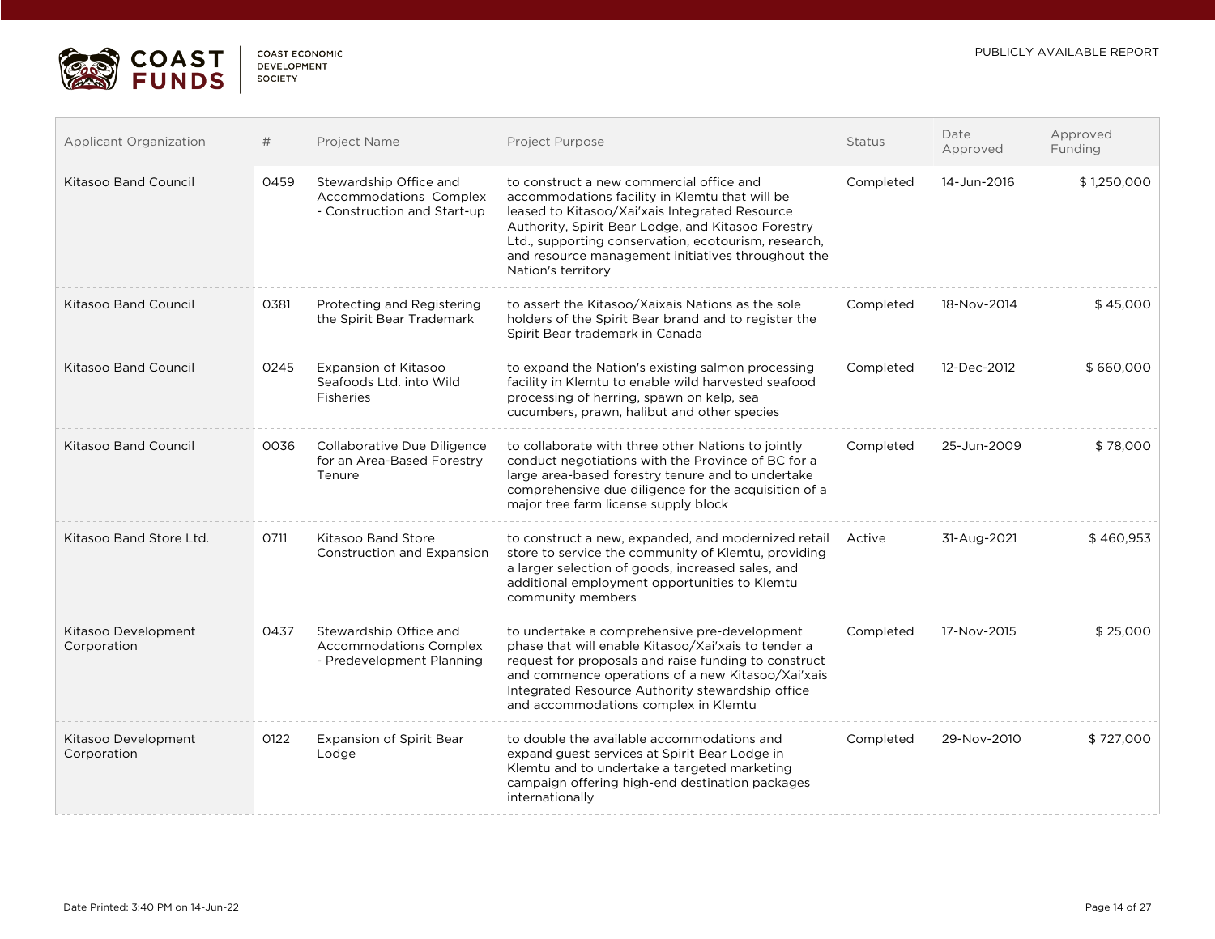| Applicant Organization | # | Project Name | Project Purpose | Status | Date Approved | Approved Funding |
|---|---|---|---|---|---|---|
| Kitasoo Band Council | 0459 | Stewardship Office and Accommodations Complex - Construction and Start-up | to construct a new commercial office and accommodations facility in Klemtu that will be leased to Kitasoo/Xai'xais Integrated Resource Authority, Spirit Bear Lodge, and Kitasoo Forestry Ltd., supporting conservation, ecotourism, research, and resource management initiatives throughout the Nation's territory | Completed | 14-Jun-2016 | $ 1,250,000 |
| Kitasoo Band Council | 0381 | Protecting and Registering the Spirit Bear Trademark | to assert the Kitasoo/Xaixais Nations as the sole holders of the Spirit Bear brand and to register the Spirit Bear trademark in Canada | Completed | 18-Nov-2014 | $ 45,000 |
| Kitasoo Band Council | 0245 | Expansion of Kitasoo Seafoods Ltd. into Wild Fisheries | to expand the Nation's existing salmon processing facility in Klemtu to enable wild harvested seafood processing of herring, spawn on kelp, sea cucumbers, prawn, halibut and other species | Completed | 12-Dec-2012 | $ 660,000 |
| Kitasoo Band Council | 0036 | Collaborative Due Diligence for an Area-Based Forestry Tenure | to collaborate with three other Nations to jointly conduct negotiations with the Province of BC for a large area-based forestry tenure and to undertake comprehensive due diligence for the acquisition of a major tree farm license supply block | Completed | 25-Jun-2009 | $ 78,000 |
| Kitasoo Band Store Ltd. | 0711 | Kitasoo Band Store Construction and Expansion | to construct a new, expanded, and modernized retail store to service the community of Klemtu, providing a larger selection of goods, increased sales, and additional employment opportunities to Klemtu community members | Active | 31-Aug-2021 | $ 460,953 |
| Kitasoo Development Corporation | 0437 | Stewardship Office and Accommodations Complex - Predevelopment Planning | to undertake a comprehensive pre-development phase that will enable Kitasoo/Xai'xais to tender a request for proposals and raise funding to construct and commence operations of a new Kitasoo/Xai'xais Integrated Resource Authority stewardship office and accommodations complex in Klemtu | Completed | 17-Nov-2015 | $ 25,000 |
| Kitasoo Development Corporation | 0122 | Expansion of Spirit Bear Lodge | to double the available accommodations and expand guest services at Spirit Bear Lodge in Klemtu and to undertake a targeted marketing campaign offering high-end destination packages internationally | Completed | 29-Nov-2010 | $ 727,000 |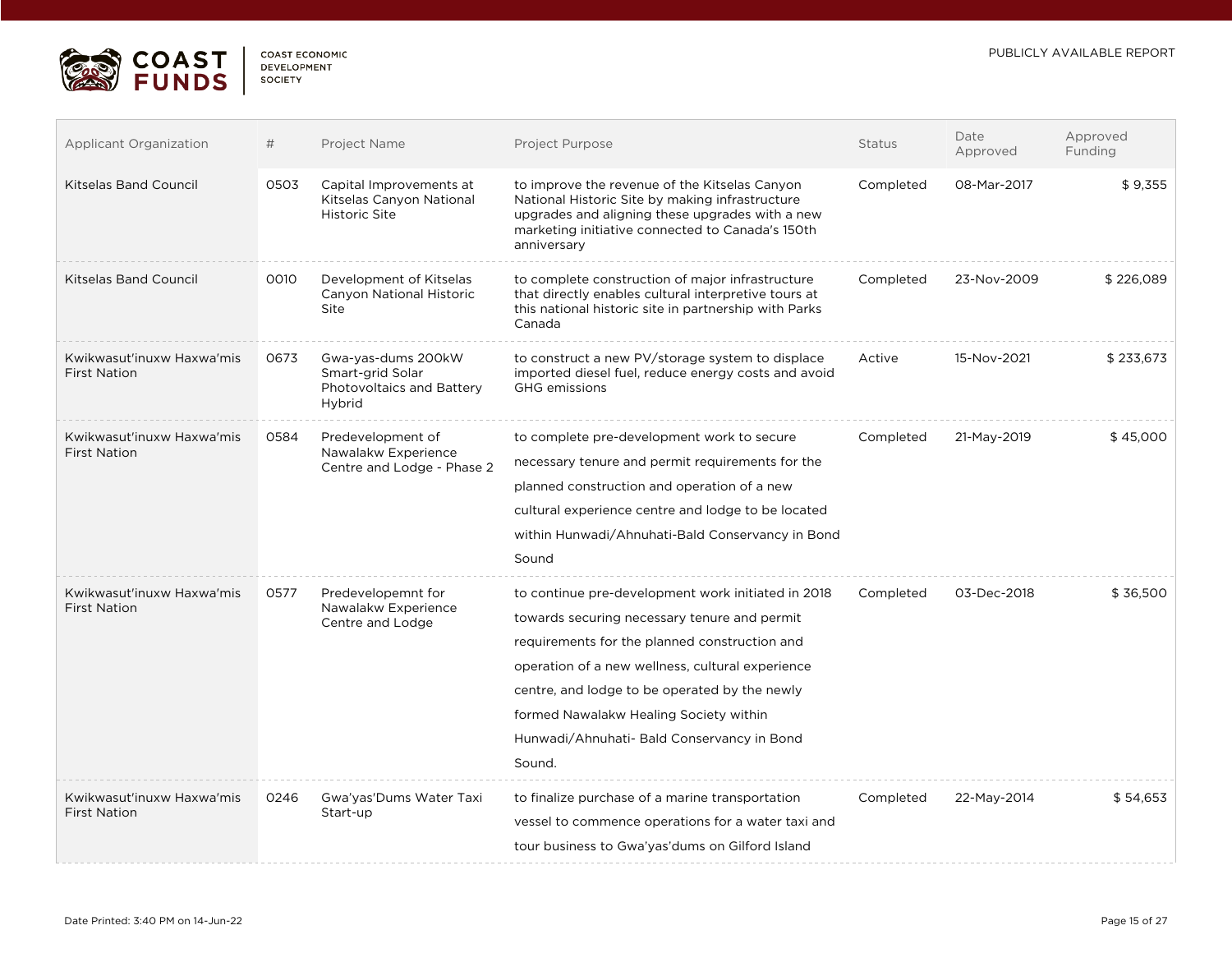| Applicant Organization | # | Project Name | Project Purpose | Status | Date Approved | Approved Funding |
|---|---|---|---|---|---|---|
| Kitselas Band Council | 0503 | Capital Improvements at Kitselas Canyon National Historic Site | to improve the revenue of the Kitselas Canyon National Historic Site by making infrastructure upgrades and aligning these upgrades with a new marketing initiative connected to Canada's 150th anniversary | Completed | 08-Mar-2017 | $ 9,355 |
| Kitselas Band Council | 0010 | Development of Kitselas Canyon National Historic Site | to complete construction of major infrastructure that directly enables cultural interpretive tours at this national historic site in partnership with Parks Canada | Completed | 23-Nov-2009 | $ 226,089 |
| Kwikwasut'inuxw Haxwa'mis First Nation | 0673 | Gwa-yas-dums 200kW Smart-grid Solar Photovoltaics and Battery Hybrid | to construct a new PV/storage system to displace imported diesel fuel, reduce energy costs and avoid GHG emissions | Active | 15-Nov-2021 | $ 233,673 |
| Kwikwasut'inuxw Haxwa'mis First Nation | 0584 | Predevelopment of Nawalakw Experience Centre and Lodge - Phase 2 | to complete pre-development work to secure necessary tenure and permit requirements for the planned construction and operation of a new cultural experience centre and lodge to be located within Hunwadi/Ahnuhati-Bald Conservancy in Bond Sound | Completed | 21-May-2019 | $ 45,000 |
| Kwikwasut'inuxw Haxwa'mis First Nation | 0577 | Predevelopemnt for Nawalakw Experience Centre and Lodge | to continue pre-development work initiated in 2018 towards securing necessary tenure and permit requirements for the planned construction and operation of a new wellness, cultural experience centre, and lodge to be operated by the newly formed Nawalakw Healing Society within Hunwadi/Ahnuhati- Bald Conservancy in Bond Sound. | Completed | 03-Dec-2018 | $ 36,500 |
| Kwikwasut'inuxw Haxwa'mis First Nation | 0246 | Gwa'yas'Dums Water Taxi Start-up | to finalize purchase of a marine transportation vessel to commence operations for a water taxi and tour business to Gwa'yas'dums on Gilford Island | Completed | 22-May-2014 | $ 54,653 |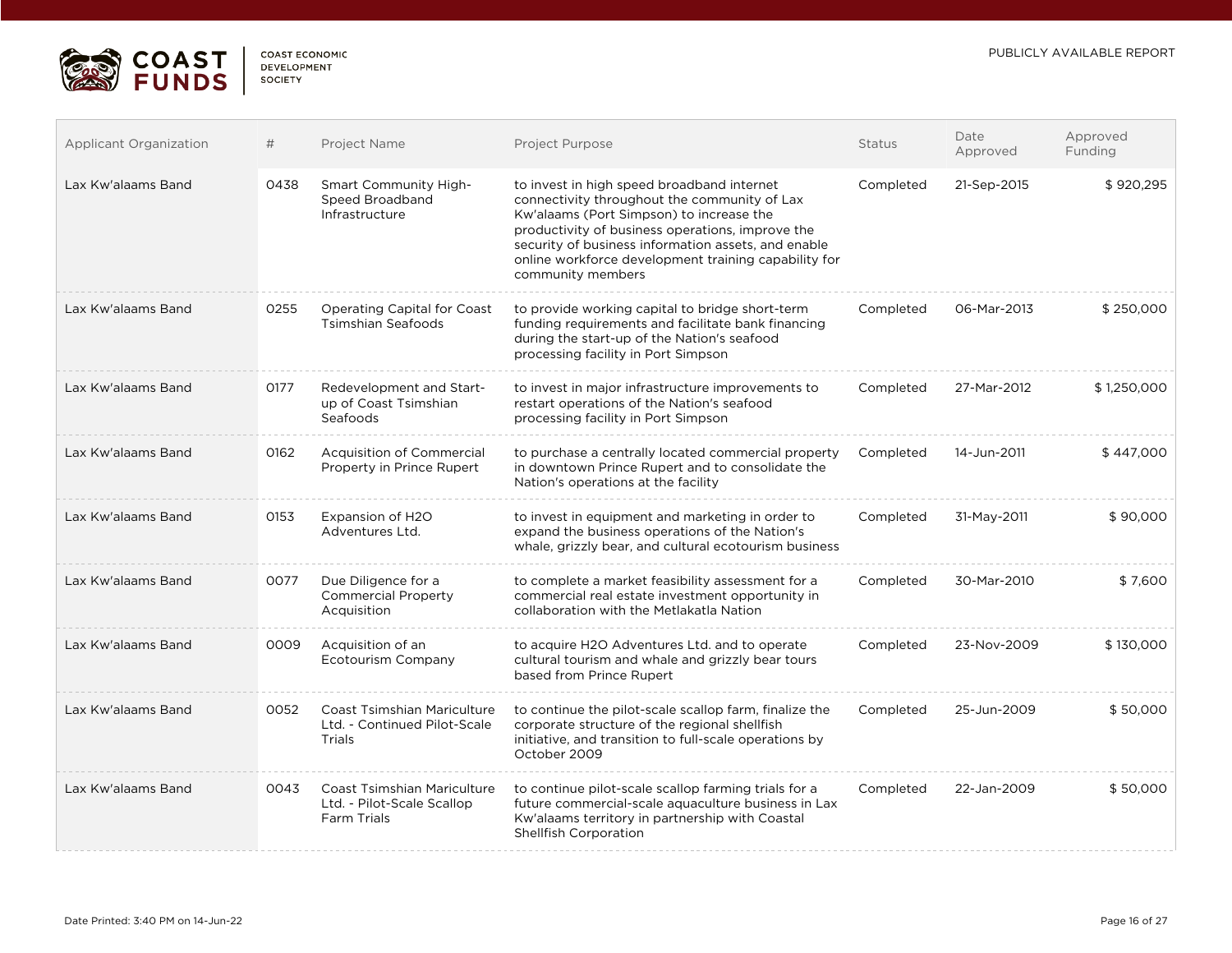| Applicant Organization | # | Project Name | Project Purpose | Status | Date Approved | Approved Funding |
|---|---|---|---|---|---|---|
| Lax Kw'alaams Band | 0438 | Smart Community High-Speed Broadband Infrastructure | to invest in high speed broadband internet connectivity throughout the community of Lax Kw'alaams (Port Simpson) to increase the productivity of business operations, improve the security of business information assets, and enable online workforce development training capability for community members | Completed | 21-Sep-2015 | $ 920,295 |
| Lax Kw'alaams Band | 0255 | Operating Capital for Coast Tsimshian Seafoods | to provide working capital to bridge short-term funding requirements and facilitate bank financing during the start-up of the Nation's seafood processing facility in Port Simpson | Completed | 06-Mar-2013 | $ 250,000 |
| Lax Kw'alaams Band | 0177 | Redevelopment and Start-up of Coast Tsimshian Seafoods | to invest in major infrastructure improvements to restart operations of the Nation's seafood processing facility in Port Simpson | Completed | 27-Mar-2012 | $ 1,250,000 |
| Lax Kw'alaams Band | 0162 | Acquisition of Commercial Property in Prince Rupert | to purchase a centrally located commercial property in downtown Prince Rupert and to consolidate the Nation's operations at the facility | Completed | 14-Jun-2011 | $ 447,000 |
| Lax Kw'alaams Band | 0153 | Expansion of H2O Adventures Ltd. | to invest in equipment and marketing in order to expand the business operations of the Nation's whale, grizzly bear, and cultural ecotourism business | Completed | 31-May-2011 | $ 90,000 |
| Lax Kw'alaams Band | 0077 | Due Diligence for a Commercial Property Acquisition | to complete a market feasibility assessment for a commercial real estate investment opportunity in collaboration with the Metlakatla Nation | Completed | 30-Mar-2010 | $ 7,600 |
| Lax Kw'alaams Band | 0009 | Acquisition of an Ecotourism Company | to acquire H2O Adventures Ltd. and to operate cultural tourism and whale and grizzly bear tours based from Prince Rupert | Completed | 23-Nov-2009 | $ 130,000 |
| Lax Kw'alaams Band | 0052 | Coast Tsimshian Mariculture Ltd. - Continued Pilot-Scale Trials | to continue the pilot-scale scallop farm, finalize the corporate structure of the regional shellfish initiative, and transition to full-scale operations by October 2009 | Completed | 25-Jun-2009 | $ 50,000 |
| Lax Kw'alaams Band | 0043 | Coast Tsimshian Mariculture Ltd. - Pilot-Scale Scallop Farm Trials | to continue pilot-scale scallop farming trials for a future commercial-scale aquaculture business in Lax Kw'alaams territory in partnership with Coastal Shellfish Corporation | Completed | 22-Jan-2009 | $ 50,000 |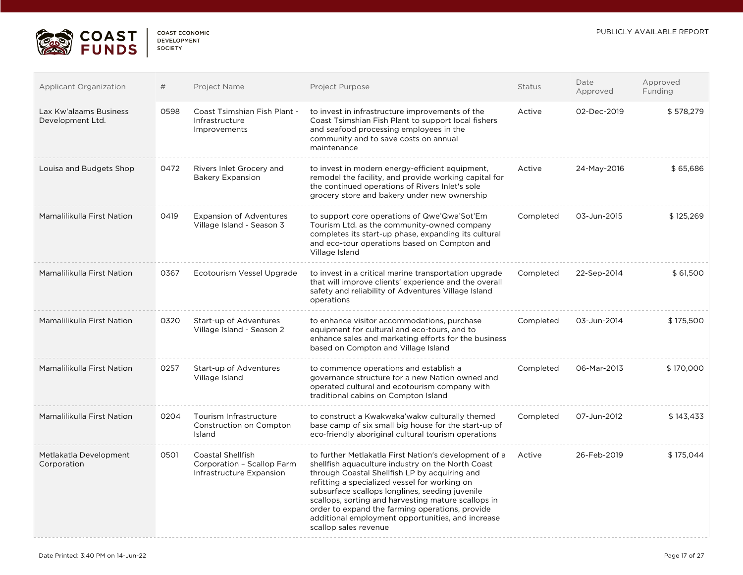| Applicant Organization | # | Project Name | Project Purpose | Status | Date Approved | Approved Funding |
|---|---|---|---|---|---|---|
| Lax Kw'alaams Business Development Ltd. | 0598 | Coast Tsimshian Fish Plant - Infrastructure Improvements | to invest in infrastructure improvements of the Coast Tsimshian Fish Plant to support local fishers and seafood processing employees in the community and to save costs on annual maintenance | Active | 02-Dec-2019 | $ 578,279 |
| Louisa and Budgets Shop | 0472 | Rivers Inlet Grocery and Bakery Expansion | to invest in modern energy-efficient equipment, remodel the facility, and provide working capital for the continued operations of Rivers Inlet's sole grocery store and bakery under new ownership | Active | 24-May-2016 | $ 65,686 |
| Mamalilikulla First Nation | 0419 | Expansion of Adventures Village Island - Season 3 | to support core operations of Qwe'Qwa'Sot'Em Tourism Ltd. as the community-owned company completes its start-up phase, expanding its cultural and eco-tour operations based on Compton and Village Island | Completed | 03-Jun-2015 | $ 125,269 |
| Mamalilikulla First Nation | 0367 | Ecotourism Vessel Upgrade | to invest in a critical marine transportation upgrade that will improve clients' experience and the overall safety and reliability of Adventures Village Island operations | Completed | 22-Sep-2014 | $ 61,500 |
| Mamalilikulla First Nation | 0320 | Start-up of Adventures Village Island - Season 2 | to enhance visitor accommodations, purchase equipment for cultural and eco-tours, and to enhance sales and marketing efforts for the business based on Compton and Village Island | Completed | 03-Jun-2014 | $ 175,500 |
| Mamalilikulla First Nation | 0257 | Start-up of Adventures Village Island | to commence operations and establish a governance structure for a new Nation owned and operated cultural and ecotourism company with traditional cabins on Compton Island | Completed | 06-Mar-2013 | $ 170,000 |
| Mamalilikulla First Nation | 0204 | Tourism Infrastructure Construction on Compton Island | to construct a Kwakwaka'wakw culturally themed base camp of six small big house for the start-up of eco-friendly aboriginal cultural tourism operations | Completed | 07-Jun-2012 | $ 143,433 |
| Metlakatla Development Corporation | 0501 | Coastal Shellfish Corporation – Scallop Farm Infrastructure Expansion | to further Metlakatla First Nation's development of a shellfish aquaculture industry on the North Coast through Coastal Shellfish LP by acquiring and refitting a specialized vessel for working on subsurface scallops longlines, seeding juvenile scallops, sorting and harvesting mature scallops in order to expand the farming operations, provide additional employment opportunities, and increase scallop sales revenue | Active | 26-Feb-2019 | $ 175,044 |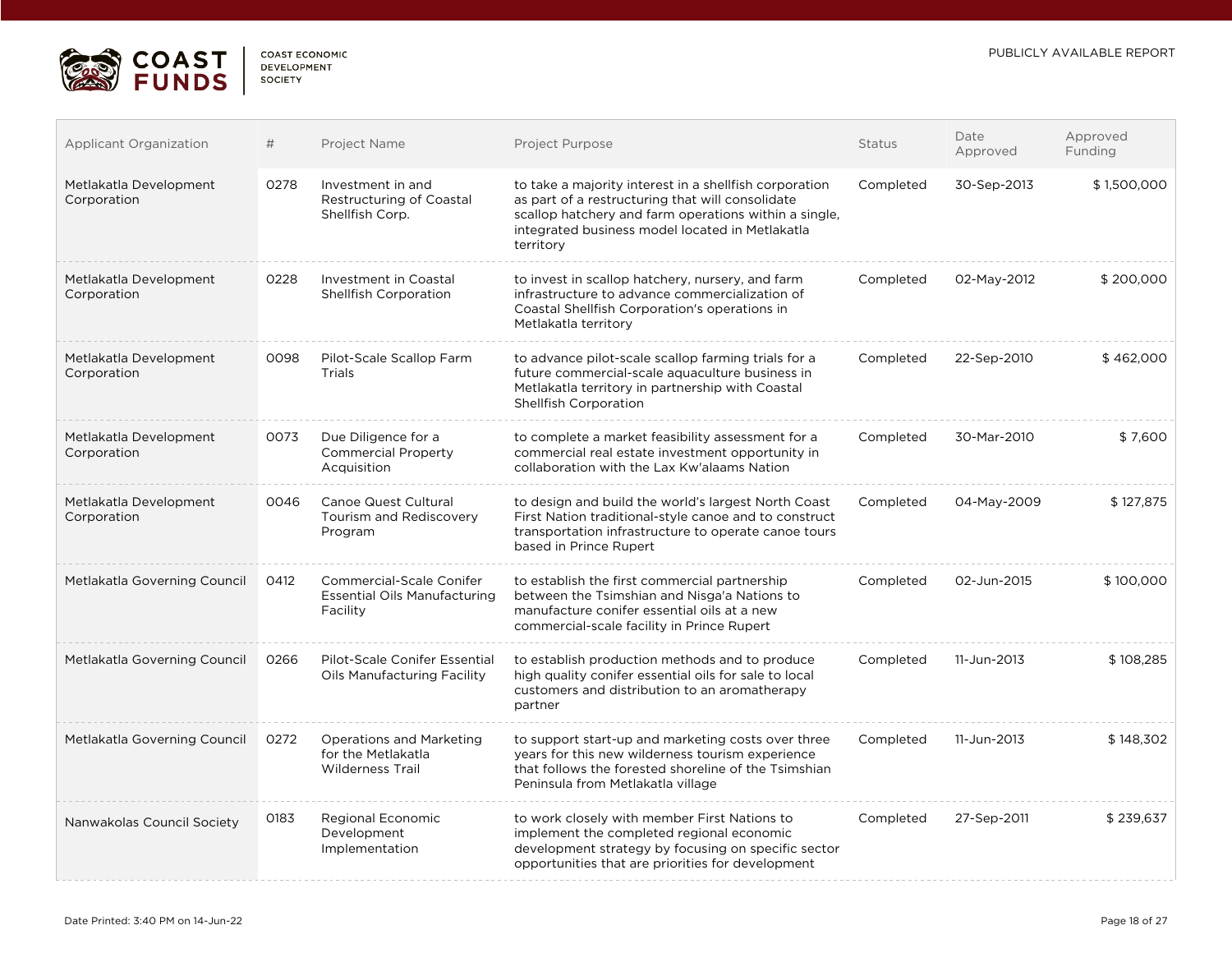| Applicant Organization | # | Project Name | Project Purpose | Status | Date Approved | Approved Funding |
|---|---|---|---|---|---|---|
| Metlakatla Development Corporation | 0278 | Investment in and Restructuring of Coastal Shellfish Corp. | to take a majority interest in a shellfish corporation as part of a restructuring that will consolidate scallop hatchery and farm operations within a single, integrated business model located in Metlakatla territory | Completed | 30-Sep-2013 | $ 1,500,000 |
| Metlakatla Development Corporation | 0228 | Investment in Coastal Shellfish Corporation | to invest in scallop hatchery, nursery, and farm infrastructure to advance commercialization of Coastal Shellfish Corporation's operations in Metlakatla territory | Completed | 02-May-2012 | $ 200,000 |
| Metlakatla Development Corporation | 0098 | Pilot-Scale Scallop Farm Trials | to advance pilot-scale scallop farming trials for a future commercial-scale aquaculture business in Metlakatla territory in partnership with Coastal Shellfish Corporation | Completed | 22-Sep-2010 | $ 462,000 |
| Metlakatla Development Corporation | 0073 | Due Diligence for a Commercial Property Acquisition | to complete a market feasibility assessment for a commercial real estate investment opportunity in collaboration with the Lax Kw'alaams Nation | Completed | 30-Mar-2010 | $ 7,600 |
| Metlakatla Development Corporation | 0046 | Canoe Quest Cultural Tourism and Rediscovery Program | to design and build the world's largest North Coast First Nation traditional-style canoe and to construct transportation infrastructure to operate canoe tours based in Prince Rupert | Completed | 04-May-2009 | $ 127,875 |
| Metlakatla Governing Council | 0412 | Commercial-Scale Conifer Essential Oils Manufacturing Facility | to establish the first commercial partnership between the Tsimshian and Nisga'a Nations to manufacture conifer essential oils at a new commercial-scale facility in Prince Rupert | Completed | 02-Jun-2015 | $ 100,000 |
| Metlakatla Governing Council | 0266 | Pilot-Scale Conifer Essential Oils Manufacturing Facility | to establish production methods and to produce high quality conifer essential oils for sale to local customers and distribution to an aromatherapy partner | Completed | 11-Jun-2013 | $ 108,285 |
| Metlakatla Governing Council | 0272 | Operations and Marketing for the Metlakatla Wilderness Trail | to support start-up and marketing costs over three years for this new wilderness tourism experience that follows the forested shoreline of the Tsimshian Peninsula from Metlakatla village | Completed | 11-Jun-2013 | $ 148,302 |
| Nanwakolas Council Society | 0183 | Regional Economic Development Implementation | to work closely with member First Nations to implement the completed regional economic development strategy by focusing on specific sector opportunities that are priorities for development | Completed | 27-Sep-2011 | $ 239,637 |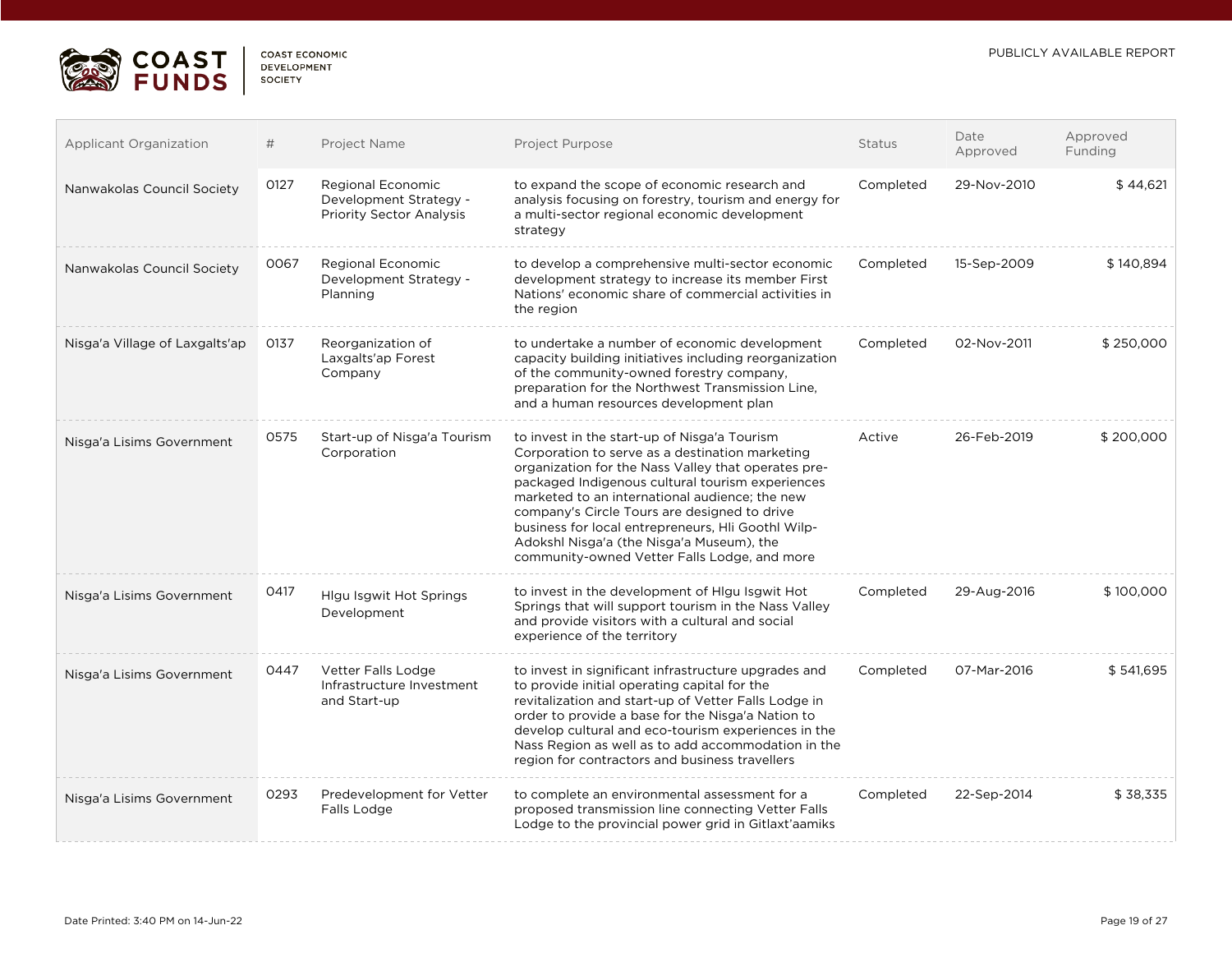| Applicant Organization | # | Project Name | Project Purpose | Status | Date Approved | Approved Funding |
|---|---|---|---|---|---|---|
| Nanwakolas Council Society | 0127 | Regional Economic Development Strategy - Priority Sector Analysis | to expand the scope of economic research and analysis focusing on forestry, tourism and energy for a multi-sector regional economic development strategy | Completed | 29-Nov-2010 | $ 44,621 |
| Nanwakolas Council Society | 0067 | Regional Economic Development Strategy - Planning | to develop a comprehensive multi-sector economic development strategy to increase its member First Nations' economic share of commercial activities in the region | Completed | 15-Sep-2009 | $ 140,894 |
| Nisga'a Village of Laxgalts'ap | 0137 | Reorganization of Laxgalts'ap Forest Company | to undertake a number of economic development capacity building initiatives including reorganization of the community-owned forestry company, preparation for the Northwest Transmission Line, and a human resources development plan | Completed | 02-Nov-2011 | $ 250,000 |
| Nisga'a Lisims Government | 0575 | Start-up of Nisga'a Tourism Corporation | to invest in the start-up of Nisga'a Tourism Corporation to serve as a destination marketing organization for the Nass Valley that operates pre-packaged Indigenous cultural tourism experiences marketed to an international audience; the new company's Circle Tours are designed to drive business for local entrepreneurs, Hli Goothl Wilp-Adokshl Nisga'a (the Nisga'a Museum), the community-owned Vetter Falls Lodge, and more | Active | 26-Feb-2019 | $ 200,000 |
| Nisga'a Lisims Government | 0417 | Hlgu Isgwit Hot Springs Development | to invest in the development of Hlgu Isgwit Hot Springs that will support tourism in the Nass Valley and provide visitors with a cultural and social experience of the territory | Completed | 29-Aug-2016 | $ 100,000 |
| Nisga'a Lisims Government | 0447 | Vetter Falls Lodge Infrastructure Investment and Start-up | to invest in significant infrastructure upgrades and to provide initial operating capital for the revitalization and start-up of Vetter Falls Lodge in order to provide a base for the Nisga'a Nation to develop cultural and eco-tourism experiences in the Nass Region as well as to add accommodation in the region for contractors and business travellers | Completed | 07-Mar-2016 | $ 541,695 |
| Nisga'a Lisims Government | 0293 | Predevelopment for Vetter Falls Lodge | to complete an environmental assessment for a proposed transmission line connecting Vetter Falls Lodge to the provincial power grid in Gitlaxt'aamiks | Completed | 22-Sep-2014 | $ 38,335 |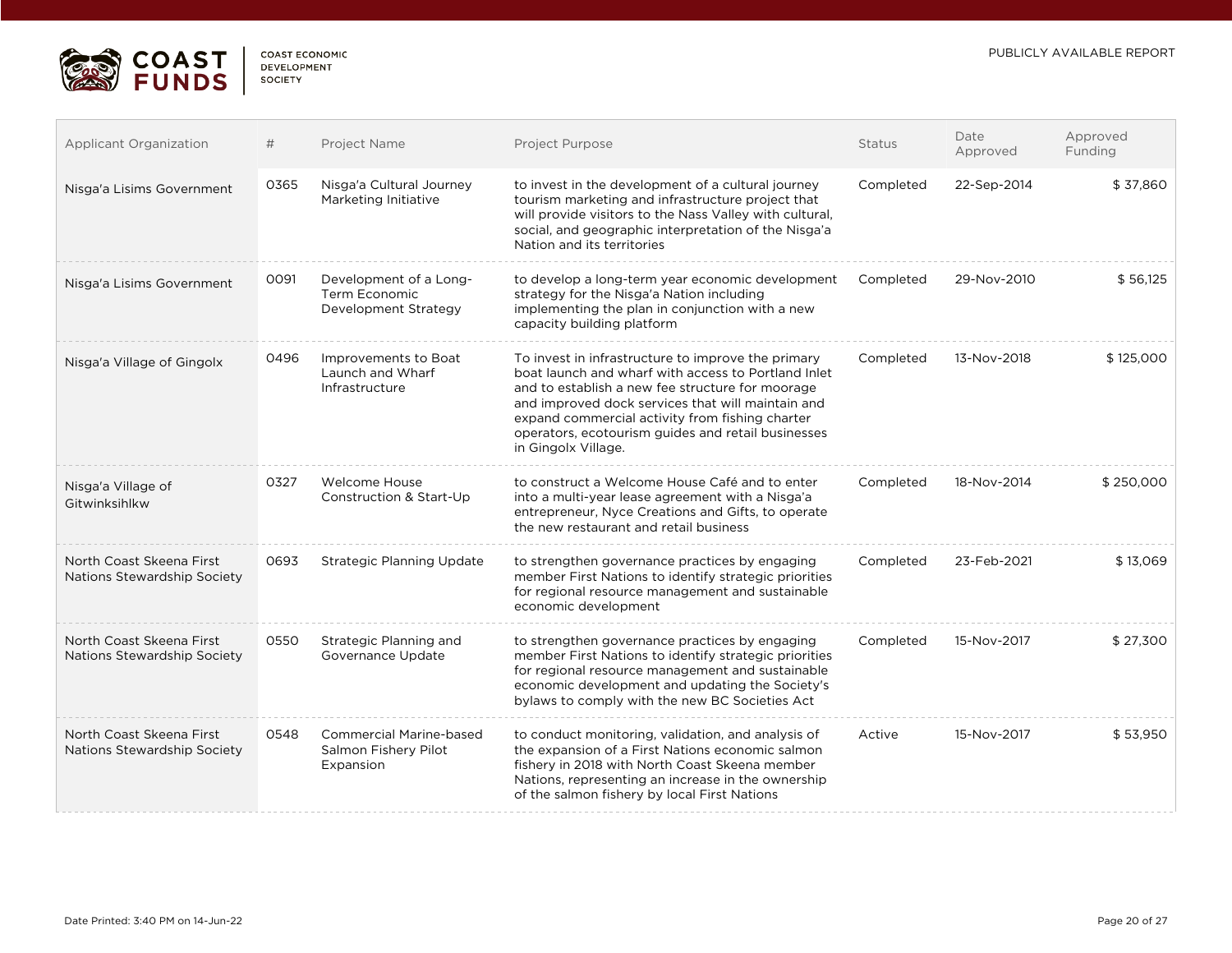COAST FUNDS | COAST ECONOMIC DEVELOPMENT SOCIETY

PUBLICLY AVAILABLE REPORT

| Applicant Organization | # | Project Name | Project Purpose | Status | Date Approved | Approved Funding |
|---|---|---|---|---|---|---|
| Nisga'a Lisims Government | 0365 | Nisga'a Cultural Journey Marketing Initiative | to invest in the development of a cultural journey tourism marketing and infrastructure project that will provide visitors to the Nass Valley with cultural, social, and geographic interpretation of the Nisga'a Nation and its territories | Completed | 22-Sep-2014 | $ 37,860 |
| Nisga'a Lisims Government | 0091 | Development of a Long-Term Economic Development Strategy | to develop a long-term year economic development strategy for the Nisga'a Nation including implementing the plan in conjunction with a new capacity building platform | Completed | 29-Nov-2010 | $ 56,125 |
| Nisga'a Village of Gingolx | 0496 | Improvements to Boat Launch and Wharf Infrastructure | To invest in infrastructure to improve the primary boat launch and wharf with access to Portland Inlet and to establish a new fee structure for moorage and improved dock services that will maintain and expand commercial activity from fishing charter operators, ecotourism guides and retail businesses in Gingolx Village. | Completed | 13-Nov-2018 | $ 125,000 |
| Nisga'a Village of Gitwinksihlkw | 0327 | Welcome House Construction & Start-Up | to construct a Welcome House Café and to enter into a multi-year lease agreement with a Nisga'a entrepreneur, Nyce Creations and Gifts, to operate the new restaurant and retail business | Completed | 18-Nov-2014 | $ 250,000 |
| North Coast Skeena First Nations Stewardship Society | 0693 | Strategic Planning Update | to strengthen governance practices by engaging member First Nations to identify strategic priorities for regional resource management and sustainable economic development | Completed | 23-Feb-2021 | $ 13,069 |
| North Coast Skeena First Nations Stewardship Society | 0550 | Strategic Planning and Governance Update | to strengthen governance practices by engaging member First Nations to identify strategic priorities for regional resource management and sustainable economic development and updating the Society's bylaws to comply with the new BC Societies Act | Completed | 15-Nov-2017 | $ 27,300 |
| North Coast Skeena First Nations Stewardship Society | 0548 | Commercial Marine-based Salmon Fishery Pilot Expansion | to conduct monitoring, validation, and analysis of the expansion of a First Nations economic salmon fishery in 2018 with North Coast Skeena member Nations, representing an increase in the ownership of the salmon fishery by local First Nations | Active | 15-Nov-2017 | $ 53,950 |

Date Printed: 3:40 PM on 14-Jun-22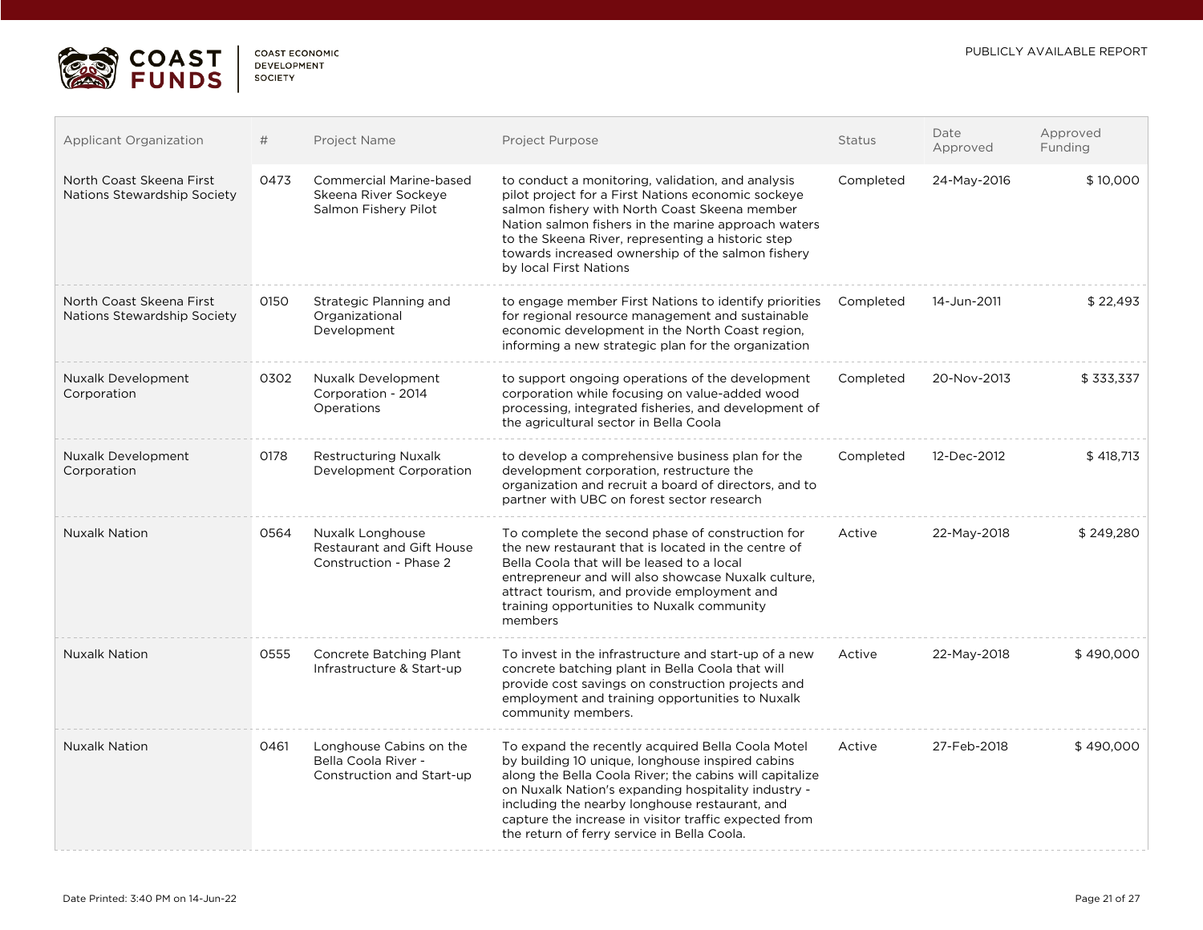| Applicant Organization | # | Project Name | Project Purpose | Status | Date Approved | Approved Funding |
|---|---|---|---|---|---|---|
| North Coast Skeena First Nations Stewardship Society | 0473 | Commercial Marine-based Skeena River Sockeye Salmon Fishery Pilot | to conduct a monitoring, validation, and analysis pilot project for a First Nations economic sockeye salmon fishery with North Coast Skeena member Nation salmon fishers in the marine approach waters to the Skeena River, representing a historic step towards increased ownership of the salmon fishery by local First Nations | Completed | 24-May-2016 | $ 10,000 |
| North Coast Skeena First Nations Stewardship Society | 0150 | Strategic Planning and Organizational Development | to engage member First Nations to identify priorities for regional resource management and sustainable economic development in the North Coast region, informing a new strategic plan for the organization | Completed | 14-Jun-2011 | $ 22,493 |
| Nuxalk Development Corporation | 0302 | Nuxalk Development Corporation - 2014 Operations | to support ongoing operations of the development corporation while focusing on value-added wood processing, integrated fisheries, and development of the agricultural sector in Bella Coola | Completed | 20-Nov-2013 | $ 333,337 |
| Nuxalk Development Corporation | 0178 | Restructuring Nuxalk Development Corporation | to develop a comprehensive business plan for the development corporation, restructure the organization and recruit a board of directors, and to partner with UBC on forest sector research | Completed | 12-Dec-2012 | $ 418,713 |
| Nuxalk Nation | 0564 | Nuxalk Longhouse Restaurant and Gift House Construction - Phase 2 | To complete the second phase of construction for the new restaurant that is located in the centre of Bella Coola that will be leased to a local entrepreneur and will also showcase Nuxalk culture, attract tourism, and provide employment and training opportunities to Nuxalk community members | Active | 22-May-2018 | $ 249,280 |
| Nuxalk Nation | 0555 | Concrete Batching Plant Infrastructure & Start-up | To invest in the infrastructure and start-up of a new concrete batching plant in Bella Coola that will provide cost savings on construction projects and employment and training opportunities to Nuxalk community members. | Active | 22-May-2018 | $ 490,000 |
| Nuxalk Nation | 0461 | Longhouse Cabins on the Bella Coola River - Construction and Start-up | To expand the recently acquired Bella Coola Motel by building 10 unique, longhouse inspired cabins along the Bella Coola River; the cabins will capitalize on Nuxalk Nation's expanding hospitality industry - including the nearby longhouse restaurant, and capture the increase in visitor traffic expected from the return of ferry service in Bella Coola. | Active | 27-Feb-2018 | $ 490,000 |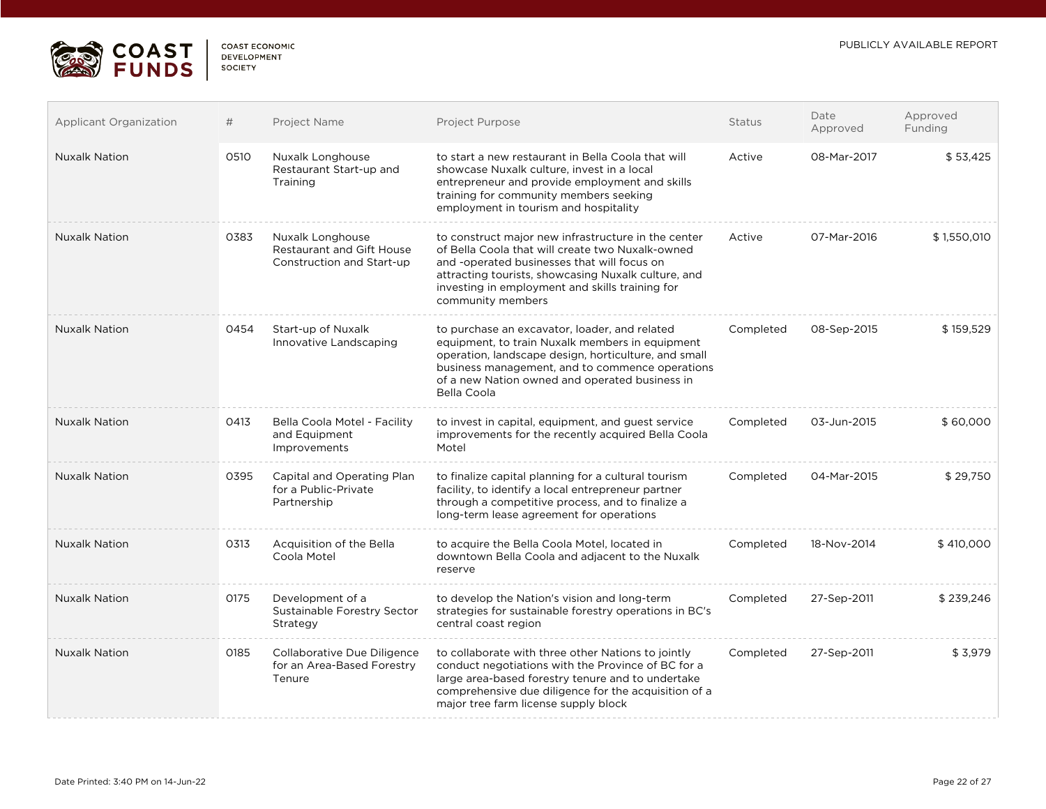| Applicant Organization | # | Project Name | Project Purpose | Status | Date Approved | Approved Funding |
|---|---|---|---|---|---|---|
| Nuxalk Nation | 0510 | Nuxalk Longhouse Restaurant Start-up and Training | to start a new restaurant in Bella Coola that will showcase Nuxalk culture, invest in a local entrepreneur and provide employment and skills training for community members seeking employment in tourism and hospitality | Active | 08-Mar-2017 | $ 53,425 |
| Nuxalk Nation | 0383 | Nuxalk Longhouse Restaurant and Gift House Construction and Start-up | to construct major new infrastructure in the center of Bella Coola that will create two Nuxalk-owned and -operated businesses that will focus on attracting tourists, showcasing Nuxalk culture, and investing in employment and skills training for community members | Active | 07-Mar-2016 | $ 1,550,010 |
| Nuxalk Nation | 0454 | Start-up of Nuxalk Innovative Landscaping | to purchase an excavator, loader, and related equipment, to train Nuxalk members in equipment operation, landscape design, horticulture, and small business management, and to commence operations of a new Nation owned and operated business in Bella Coola | Completed | 08-Sep-2015 | $ 159,529 |
| Nuxalk Nation | 0413 | Bella Coola Motel - Facility and Equipment Improvements | to invest in capital, equipment, and guest service improvements for the recently acquired Bella Coola Motel | Completed | 03-Jun-2015 | $ 60,000 |
| Nuxalk Nation | 0395 | Capital and Operating Plan for a Public-Private Partnership | to finalize capital planning for a cultural tourism facility, to identify a local entrepreneur partner through a competitive process, and to finalize a long-term lease agreement for operations | Completed | 04-Mar-2015 | $ 29,750 |
| Nuxalk Nation | 0313 | Acquisition of the Bella Coola Motel | to acquire the Bella Coola Motel, located in downtown Bella Coola and adjacent to the Nuxalk reserve | Completed | 18-Nov-2014 | $ 410,000 |
| Nuxalk Nation | 0175 | Development of a Sustainable Forestry Sector Strategy | to develop the Nation's vision and long-term strategies for sustainable forestry operations in BC's central coast region | Completed | 27-Sep-2011 | $ 239,246 |
| Nuxalk Nation | 0185 | Collaborative Due Diligence for an Area-Based Forestry Tenure | to collaborate with three other Nations to jointly conduct negotiations with the Province of BC for a large area-based forestry tenure and to undertake comprehensive due diligence for the acquisition of a major tree farm license supply block | Completed | 27-Sep-2011 | $ 3,979 |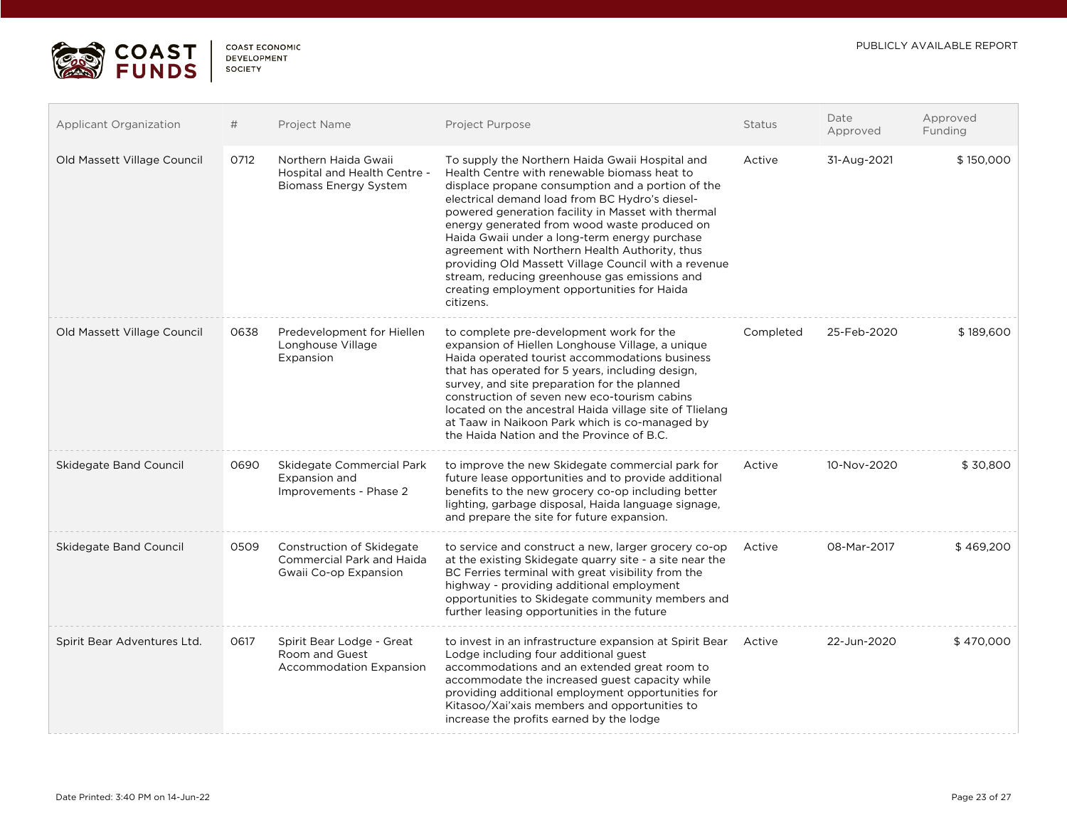| Applicant Organization | # | Project Name | Project Purpose | Status | Date Approved | Approved Funding |
|---|---|---|---|---|---|---|
| Old Massett Village Council | 0712 | Northern Haida Gwaii Hospital and Health Centre - Biomass Energy System | To supply the Northern Haida Gwaii Hospital and Health Centre with renewable biomass heat to displace propane consumption and a portion of the electrical demand load from BC Hydro's diesel-powered generation facility in Masset with thermal energy generated from wood waste produced on Haida Gwaii under a long-term energy purchase agreement with Northern Health Authority, thus providing Old Massett Village Council with a revenue stream, reducing greenhouse gas emissions and creating employment opportunities for Haida citizens. | Active | 31-Aug-2021 | $ 150,000 |
| Old Massett Village Council | 0638 | Predevelopment for Hiellen Longhouse Village Expansion | to complete pre-development work for the expansion of Hiellen Longhouse Village, a unique Haida operated tourist accommodations business that has operated for 5 years, including design, survey, and site preparation for the planned construction of seven new eco-tourism cabins located on the ancestral Haida village site of Tlielang at Taaw in Naikoon Park which is co-managed by the Haida Nation and the Province of B.C. | Completed | 25-Feb-2020 | $ 189,600 |
| Skidegate Band Council | 0690 | Skidegate Commercial Park Expansion and Improvements - Phase 2 | to improve the new Skidegate commercial park for future lease opportunities and to provide additional benefits to the new grocery co-op including better lighting, garbage disposal, Haida language signage, and prepare the site for future expansion. | Active | 10-Nov-2020 | $ 30,800 |
| Skidegate Band Council | 0509 | Construction of Skidegate Commercial Park and Haida Gwaii Co-op Expansion | to service and construct a new, larger grocery co-op at the existing Skidegate quarry site - a site near the BC Ferries terminal with great visibility from the highway - providing additional employment opportunities to Skidegate community members and further leasing opportunities in the future | Active | 08-Mar-2017 | $ 469,200 |
| Spirit Bear Adventures Ltd. | 0617 | Spirit Bear Lodge - Great Room and Guest Accommodation Expansion | to invest in an infrastructure expansion at Spirit Bear Lodge including four additional guest accommodations and an extended great room to accommodate the increased guest capacity while providing additional employment opportunities for Kitasoo/Xai'xais members and opportunities to increase the profits earned by the lodge | Active | 22-Jun-2020 | $ 470,000 |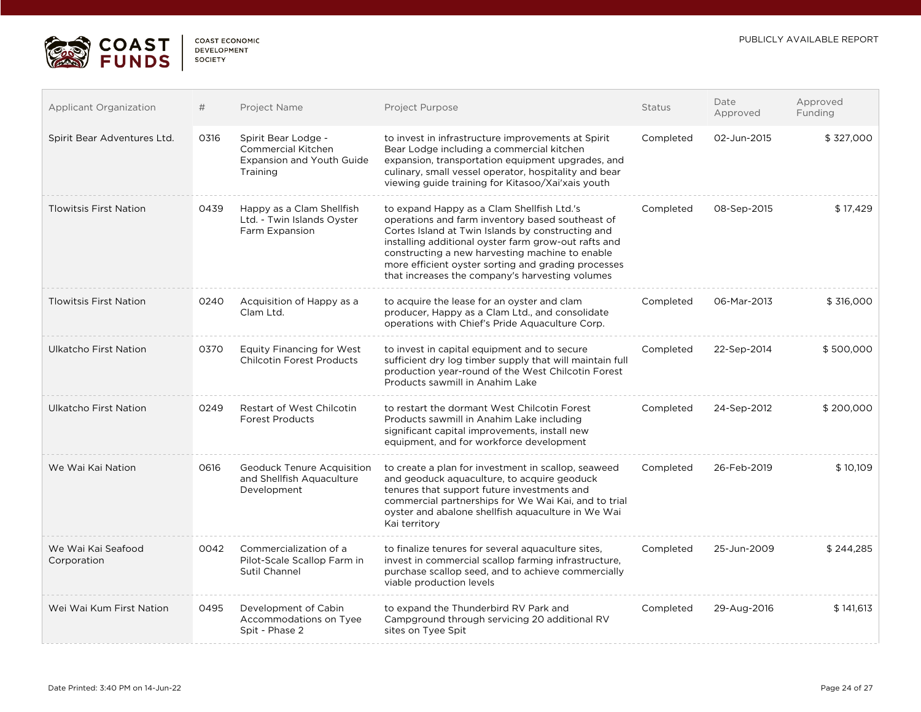| Applicant Organization | # | Project Name | Project Purpose | Status | Date Approved | Approved Funding |
|---|---|---|---|---|---|---|
| Spirit Bear Adventures Ltd. | 0316 | Spirit Bear Lodge - Commercial Kitchen Expansion and Youth Guide Training | to invest in infrastructure improvements at Spirit Bear Lodge including a commercial kitchen expansion, transportation equipment upgrades, and culinary, small vessel operator, hospitality and bear viewing guide training for Kitasoo/Xai'xais youth | Completed | 02-Jun-2015 | $ 327,000 |
| Tlowitsis First Nation | 0439 | Happy as a Clam Shellfish Ltd. - Twin Islands Oyster Farm Expansion | to expand Happy as a Clam Shellfish Ltd.'s operations and farm inventory based southeast of Cortes Island at Twin Islands by constructing and installing additional oyster farm grow-out rafts and constructing a new harvesting machine to enable more efficient oyster sorting and grading processes that increases the company's harvesting volumes | Completed | 08-Sep-2015 | $ 17,429 |
| Tlowitsis First Nation | 0240 | Acquisition of Happy as a Clam Ltd. | to acquire the lease for an oyster and clam producer, Happy as a Clam Ltd., and consolidate operations with Chief's Pride Aquaculture Corp. | Completed | 06-Mar-2013 | $ 316,000 |
| Ulkatcho First Nation | 0370 | Equity Financing for West Chilcotin Forest Products | to invest in capital equipment and to secure sufficient dry log timber supply that will maintain full production year-round of the West Chilcotin Forest Products sawmill in Anahim Lake | Completed | 22-Sep-2014 | $ 500,000 |
| Ulkatcho First Nation | 0249 | Restart of West Chilcotin Forest Products | to restart the dormant West Chilcotin Forest Products sawmill in Anahim Lake including significant capital improvements, install new equipment, and for workforce development | Completed | 24-Sep-2012 | $ 200,000 |
| We Wai Kai Nation | 0616 | Geoduck Tenure Acquisition and Shellfish Aquaculture Development | to create a plan for investment in scallop, seaweed and geoduck aquaculture, to acquire geoduck tenures that support future investments and commercial partnerships for We Wai Kai, and to trial oyster and abalone shellfish aquaculture in We Wai Kai territory | Completed | 26-Feb-2019 | $ 10,109 |
| We Wai Kai Seafood Corporation | 0042 | Commercialization of a Pilot-Scale Scallop Farm in Sutil Channel | to finalize tenures for several aquaculture sites, invest in commercial scallop farming infrastructure, purchase scallop seed, and to achieve commercially viable production levels | Completed | 25-Jun-2009 | $ 244,285 |
| Wei Wai Kum First Nation | 0495 | Development of Cabin Accommodations on Tyee Spit - Phase 2 | to expand the Thunderbird RV Park and Campground through servicing 20 additional RV sites on Tyee Spit | Completed | 29-Aug-2016 | $ 141,613 |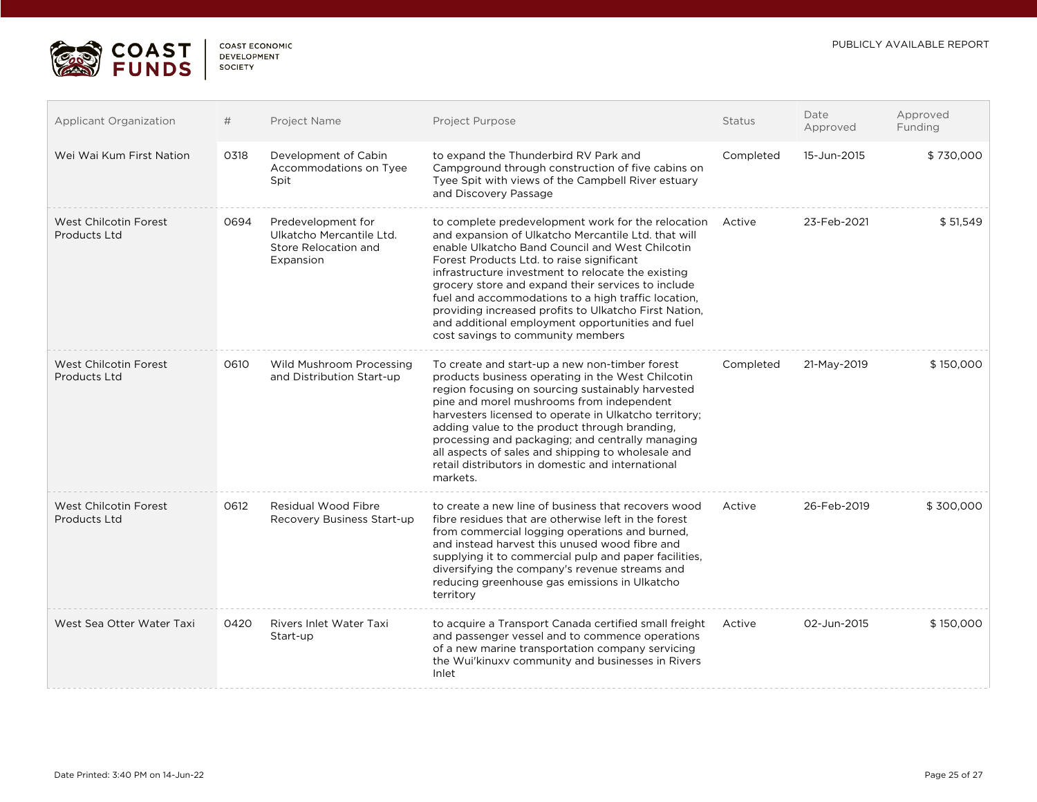| Applicant Organization | # | Project Name | Project Purpose | Status | Date Approved | Approved Funding |
|---|---|---|---|---|---|---|
| Wei Wai Kum First Nation | 0318 | Development of Cabin Accommodations on Tyee Spit | to expand the Thunderbird RV Park and Campground through construction of five cabins on Tyee Spit with views of the Campbell River estuary and Discovery Passage | Completed | 15-Jun-2015 | $ 730,000 |
| West Chilcotin Forest Products Ltd | 0694 | Predevelopment for Ulkatcho Mercantile Ltd. Store Relocation and Expansion | to complete predevelopment work for the relocation and expansion of Ulkatcho Mercantile Ltd. that will enable Ulkatcho Band Council and West Chilcotin Forest Products Ltd. to raise significant infrastructure investment to relocate the existing grocery store and expand their services to include fuel and accommodations to a high traffic location, providing increased profits to Ulkatcho First Nation, and additional employment opportunities and fuel cost savings to community members | Active | 23-Feb-2021 | $ 51,549 |
| West Chilcotin Forest Products Ltd | 0610 | Wild Mushroom Processing and Distribution Start-up | To create and start-up a new non-timber forest products business operating in the West Chilcotin region focusing on sourcing sustainably harvested pine and morel mushrooms from independent harvesters licensed to operate in Ulkatcho territory; adding value to the product through branding, processing and packaging; and centrally managing all aspects of sales and shipping to wholesale and retail distributors in domestic and international markets. | Completed | 21-May-2019 | $ 150,000 |
| West Chilcotin Forest Products Ltd | 0612 | Residual Wood Fibre Recovery Business Start-up | to create a new line of business that recovers wood fibre residues that are otherwise left in the forest from commercial logging operations and burned, and instead harvest this unused wood fibre and supplying it to commercial pulp and paper facilities, diversifying the company's revenue streams and reducing greenhouse gas emissions in Ulkatcho territory | Active | 26-Feb-2019 | $ 300,000 |
| West Sea Otter Water Taxi | 0420 | Rivers Inlet Water Taxi Start-up | to acquire a Transport Canada certified small freight and passenger vessel and to commence operations of a new marine transportation company servicing the Wui'kinuxv community and businesses in Rivers Inlet | Active | 02-Jun-2015 | $ 150,000 |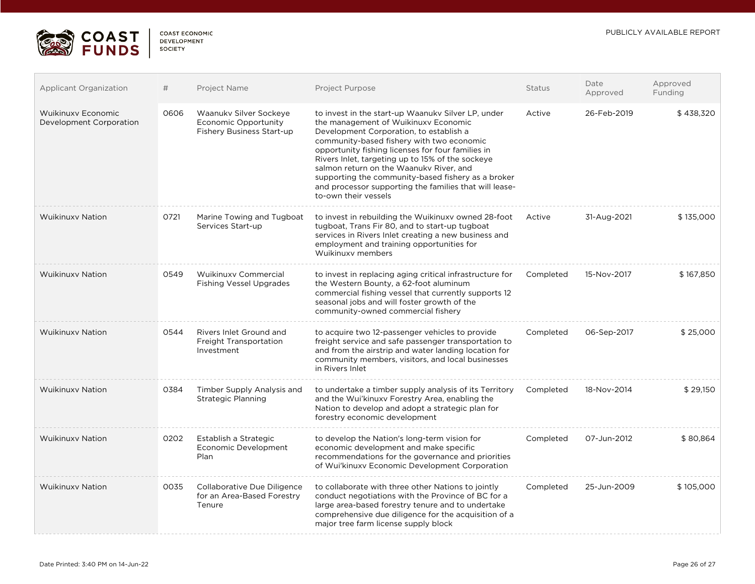| Applicant Organization | # | Project Name | Project Purpose | Status | Date Approved | Approved Funding |
|---|---|---|---|---|---|---|
| Wuikinuxv Economic Development Corporation | 0606 | Waanukv Silver Sockeye Economic Opportunity Fishery Business Start-up | to invest in the start-up Waanukv Silver LP, under the management of Wuikinuxv Economic Development Corporation, to establish a community-based fishery with two economic opportunity fishing licenses for four families in Rivers Inlet, targeting up to 15% of the sockeye salmon return on the Waanukv River, and supporting the community-based fishery as a broker and processor supporting the families that will lease-to-own their vessels | Active | 26-Feb-2019 | $ 438,320 |
| Wuikinuxv Nation | 0721 | Marine Towing and Tugboat Services Start-up | to invest in rebuilding the Wuikinuxv owned 28-foot tugboat, Trans Fir 80, and to start-up tugboat services in Rivers Inlet creating a new business and employment and training opportunities for Wuikinuxv members | Active | 31-Aug-2021 | $ 135,000 |
| Wuikinuxv Nation | 0549 | Wuikinuxv Commercial Fishing Vessel Upgrades | to invest in replacing aging critical infrastructure for the Western Bounty, a 62-foot aluminum commercial fishing vessel that currently supports 12 seasonal jobs and will foster growth of the community-owned commercial fishery | Completed | 15-Nov-2017 | $ 167,850 |
| Wuikinuxv Nation | 0544 | Rivers Inlet Ground and Freight Transportation Investment | to acquire two 12-passenger vehicles to provide freight service and safe passenger transportation to and from the airstrip and water landing location for community members, visitors, and local businesses in Rivers Inlet | Completed | 06-Sep-2017 | $ 25,000 |
| Wuikinuxv Nation | 0384 | Timber Supply Analysis and Strategic Planning | to undertake a timber supply analysis of its Territory and the Wui'kinuxv Forestry Area, enabling the Nation to develop and adopt a strategic plan for forestry economic development | Completed | 18-Nov-2014 | $ 29,150 |
| Wuikinuxv Nation | 0202 | Establish a Strategic Economic Development Plan | to develop the Nation's long-term vision for economic development and make specific recommendations for the governance and priorities of Wui'kinuxv Economic Development Corporation | Completed | 07-Jun-2012 | $ 80,864 |
| Wuikinuxv Nation | 0035 | Collaborative Due Diligence for an Area-Based Forestry Tenure | to collaborate with three other Nations to jointly conduct negotiations with the Province of BC for a large area-based forestry tenure and to undertake comprehensive due diligence for the acquisition of a major tree farm license supply block | Completed | 25-Jun-2009 | $ 105,000 |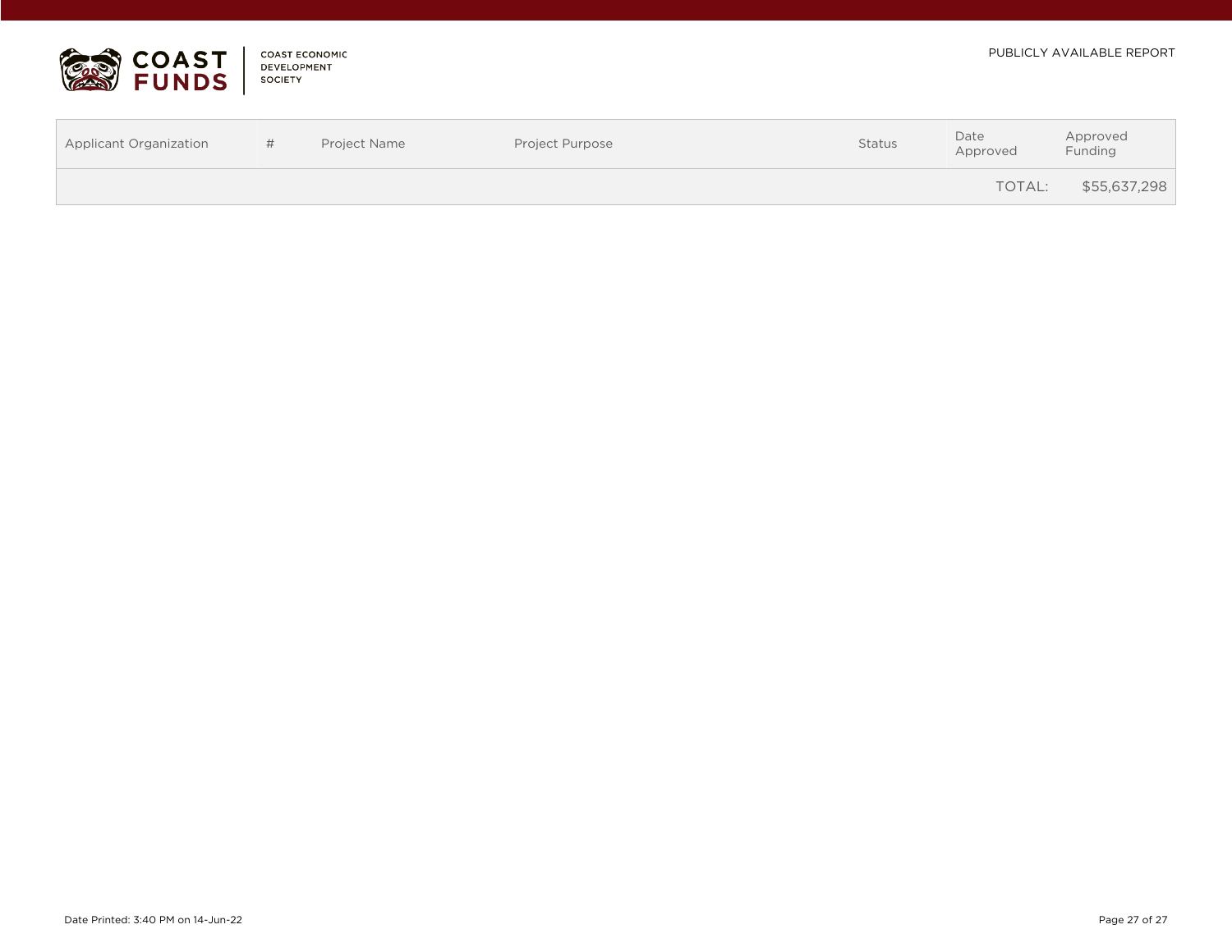| Applicant Organization | # | Project Name | Project Purpose | Status | Date Approved | Approved Funding |
|---|---|---|---|---|---|---|
| | | | | | TOTAL: | $55,637,298 |